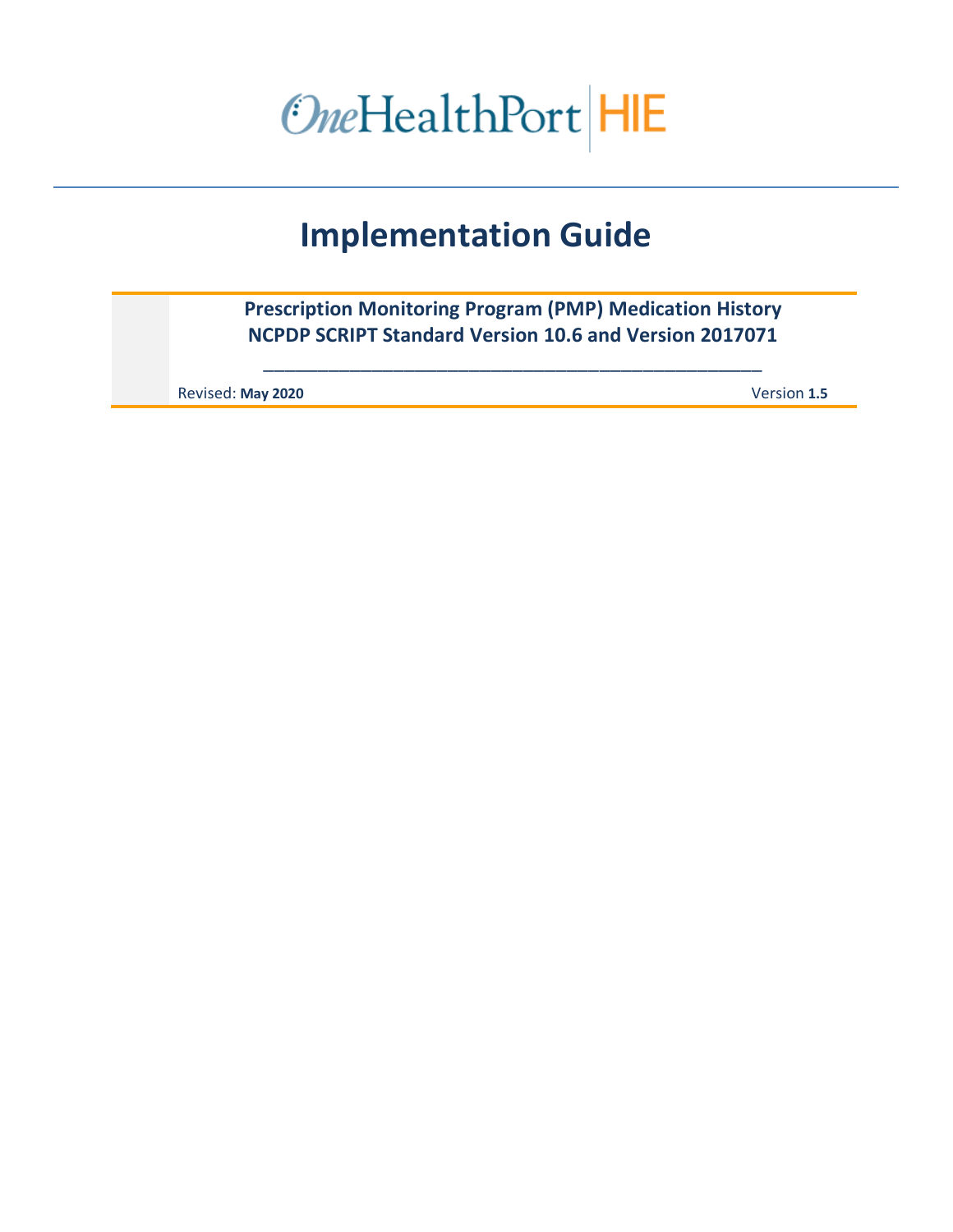OneHealthPort HIE

# Implementation Guide

**Prescription Monitoring Program (PMP) Medication History**
**NCPDP SCRIPT Standard Version 10.6 and Version 2017071**

Revised: **May 2020**

Version **1.5**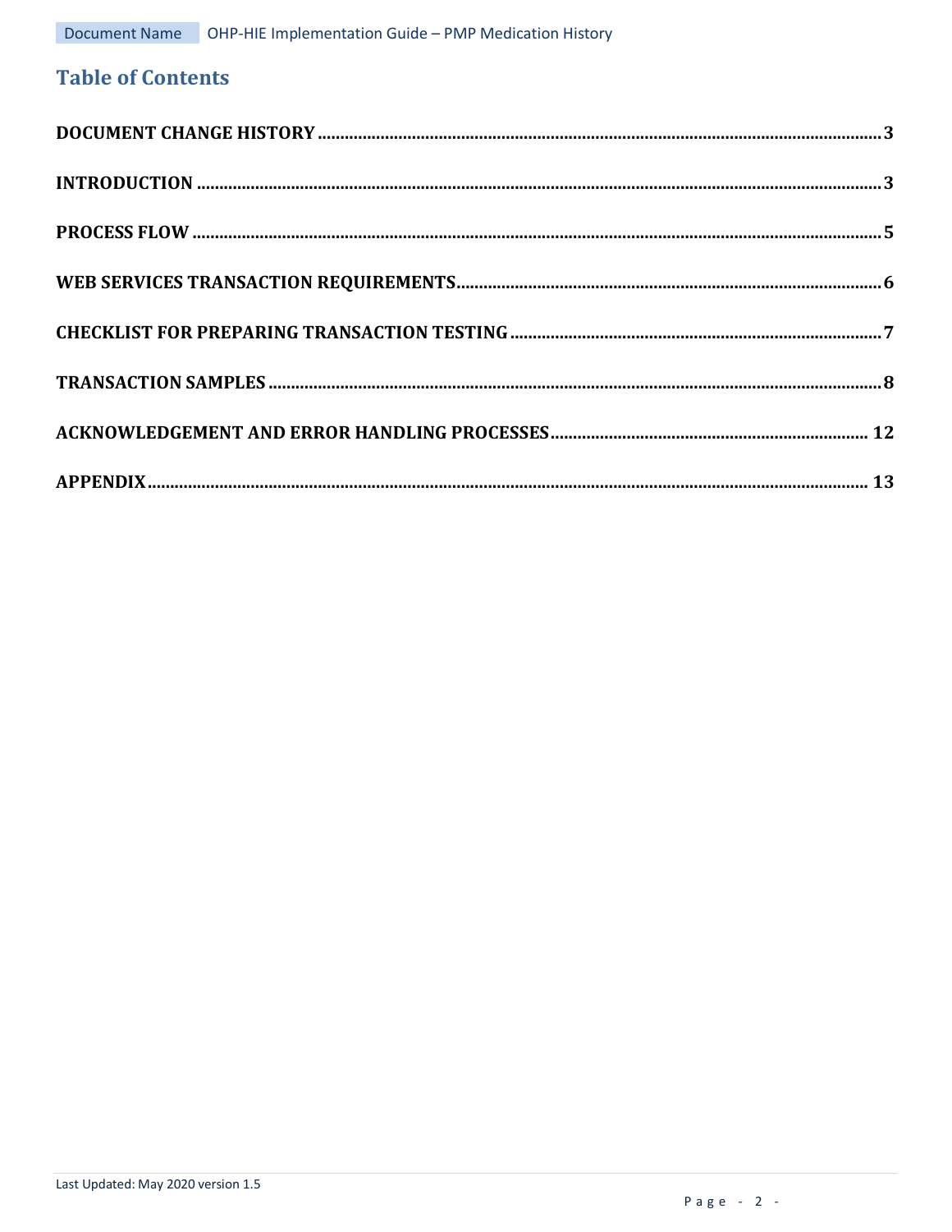# Table of Contents

DOCUMENT CHANGE HISTORY .......... 3

INTRODUCTION .......... 3

PROCESS FLOW .......... 5

WEB SERVICES TRANSACTION REQUIREMENTS .......... 6

CHECKLIST FOR PREPARING TRANSACTION TESTING .......... 7

TRANSACTION SAMPLES .......... 8

ACKNOWLEDGEMENT AND ERROR HANDLING PROCESSES .......... 12

APPENDIX .......... 13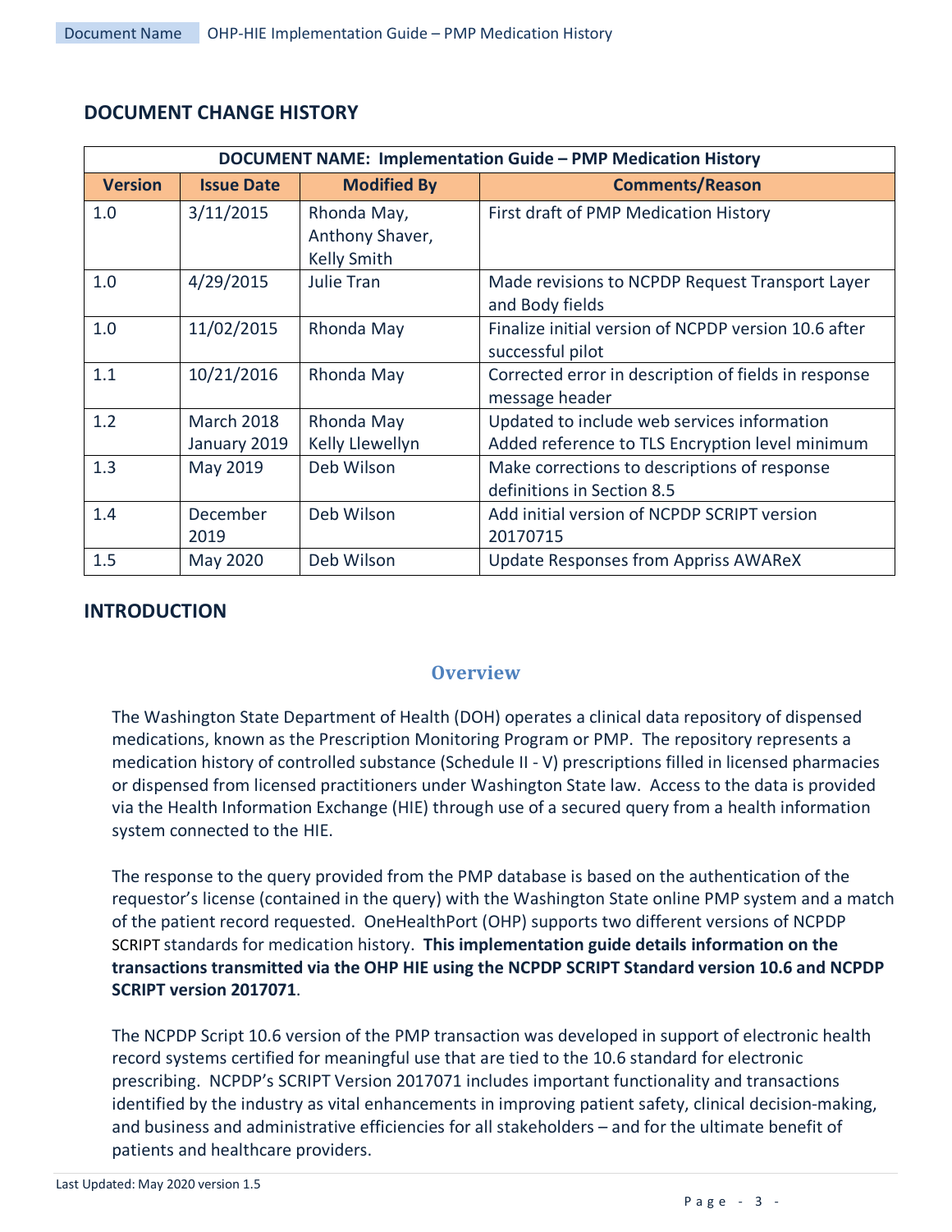## DOCUMENT CHANGE HISTORY

| DOCUMENT NAME: Implementation Guide – PMP Medication History | | | |
|---|---|---|---|
| **Version** | **Issue Date** | **Modified By** | **Comments/Reason** |
| 1.0 | 3/11/2015 | Rhonda May, Anthony Shaver, Kelly Smith | First draft of PMP Medication History |
| 1.0 | 4/29/2015 | Julie Tran | Made revisions to NCPDP Request Transport Layer and Body fields |
| 1.0 | 11/02/2015 | Rhonda May | Finalize initial version of NCPDP version 10.6 after successful pilot |
| 1.1 | 10/21/2016 | Rhonda May | Corrected error in description of fields in response message header |
| 1.2 | March 2018 January 2019 | Rhonda May Kelly Llewellyn | Updated to include web services information Added reference to TLS Encryption level minimum |
| 1.3 | May 2019 | Deb Wilson | Make corrections to descriptions of response definitions in Section 8.5 |
| 1.4 | December 2019 | Deb Wilson | Add initial version of NCPDP SCRIPT version 20170715 |
| 1.5 | May 2020 | Deb Wilson | Update Responses from Appriss AWAReX |

## INTRODUCTION

### Overview

The Washington State Department of Health (DOH) operates a clinical data repository of dispensed medications, known as the Prescription Monitoring Program or PMP. The repository represents a medication history of controlled substance (Schedule II - V) prescriptions filled in licensed pharmacies or dispensed from licensed practitioners under Washington State law. Access to the data is provided via the Health Information Exchange (HIE) through use of a secured query from a health information system connected to the HIE.

The response to the query provided from the PMP database is based on the authentication of the requestor's license (contained in the query) with the Washington State online PMP system and a match of the patient record requested. OneHealthPort (OHP) supports two different versions of NCPDP SCRIPT standards for medication history. **This implementation guide details information on the transactions transmitted via the OHP HIE using the NCPDP SCRIPT Standard version 10.6 and NCPDP SCRIPT version 2017071**.

The NCPDP Script 10.6 version of the PMP transaction was developed in support of electronic health record systems certified for meaningful use that are tied to the 10.6 standard for electronic prescribing. NCPDP's SCRIPT Version 2017071 includes important functionality and transactions identified by the industry as vital enhancements in improving patient safety, clinical decision-making, and business and administrative efficiencies for all stakeholders – and for the ultimate benefit of patients and healthcare providers.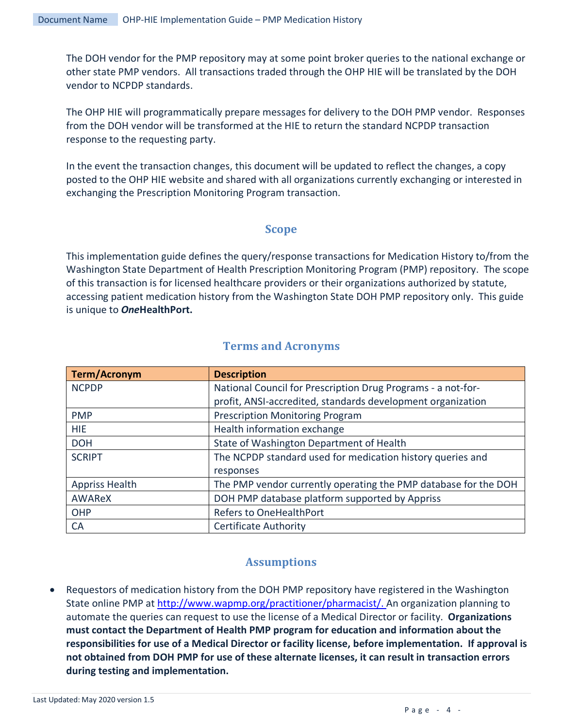The DOH vendor for the PMP repository may at some point broker queries to the national exchange or other state PMP vendors. All transactions traded through the OHP HIE will be translated by the DOH vendor to NCPDP standards.

The OHP HIE will programmatically prepare messages for delivery to the DOH PMP vendor. Responses from the DOH vendor will be transformed at the HIE to return the standard NCPDP transaction response to the requesting party.

In the event the transaction changes, this document will be updated to reflect the changes, a copy posted to the OHP HIE website and shared with all organizations currently exchanging or interested in exchanging the Prescription Monitoring Program transaction.

## Scope

This implementation guide defines the query/response transactions for Medication History to/from the Washington State Department of Health Prescription Monitoring Program (PMP) repository. The scope of this transaction is for licensed healthcare providers or their organizations authorized by statute, accessing patient medication history from the Washington State DOH PMP repository only. This guide is unique to ***One*HealthPort.**

## Terms and Acronyms

| Term/Acronym | Description |
|---|---|
| NCPDP | National Council for Prescription Drug Programs - a not-for-profit, ANSI-accredited, standards development organization |
| PMP | Prescription Monitoring Program |
| HIE | Health information exchange |
| DOH | State of Washington Department of Health |
| SCRIPT | The NCPDP standard used for medication history queries and responses |
| Appriss Health | The PMP vendor currently operating the PMP database for the DOH |
| AWAReX | DOH PMP database platform supported by Appriss |
| OHP | Refers to OneHealthPort |
| CA | Certificate Authority |

## Assumptions

- Requestors of medication history from the DOH PMP repository have registered in the Washington State online PMP at [http://www.wapmp.org/practitioner/pharmacist/.](http://www.wapmp.org/practitioner/pharmacist/) An organization planning to automate the queries can request to use the license of a Medical Director or facility. **Organizations must contact the Department of Health PMP program for education and information about the responsibilities for use of a Medical Director or facility license, before implementation. If approval is not obtained from DOH PMP for use of these alternate licenses, it can result in transaction errors during testing and implementation.**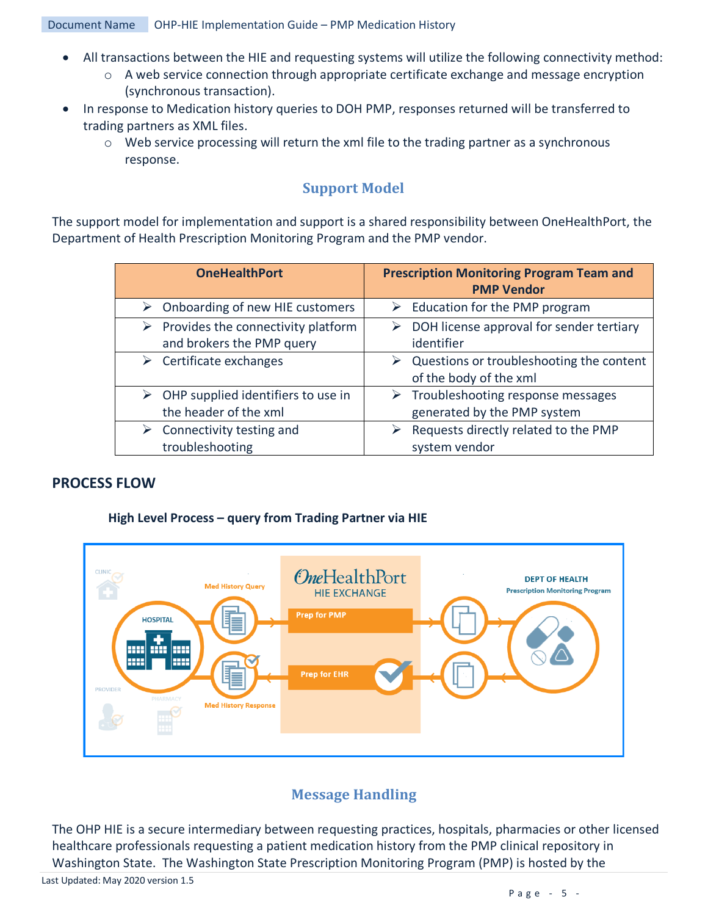- All transactions between the HIE and requesting systems will utilize the following connectivity method:
    - A web service connection through appropriate certificate exchange and message encryption (synchronous transaction).
- In response to Medication history queries to DOH PMP, responses returned will be transferred to trading partners as XML files.
    - Web service processing will return the xml file to the trading partner as a synchronous response.

## Support Model

The support model for implementation and support is a shared responsibility between OneHealthPort, the Department of Health Prescription Monitoring Program and the PMP vendor.

| OneHealthPort | Prescription Monitoring Program Team and PMP Vendor |
|---|---|
| ➢ Onboarding of new HIE customers | ➢ Education for the PMP program |
| ➢ Provides the connectivity platform and brokers the PMP query | ➢ DOH license approval for sender tertiary identifier |
| ➢ Certificate exchanges | ➢ Questions or troubleshooting the content of the body of the xml |
| ➢ OHP supplied identifiers to use in the header of the xml | ➢ Troubleshooting response messages generated by the PMP system |
| ➢ Connectivity testing and troubleshooting | ➢ Requests directly related to the PMP system vendor |

## PROCESS FLOW

### High Level Process – query from Trading Partner via HIE

## Message Handling

The OHP HIE is a secure intermediary between requesting practices, hospitals, pharmacies or other licensed healthcare professionals requesting a patient medication history from the PMP clinical repository in Washington State. The Washington State Prescription Monitoring Program (PMP) is hosted by the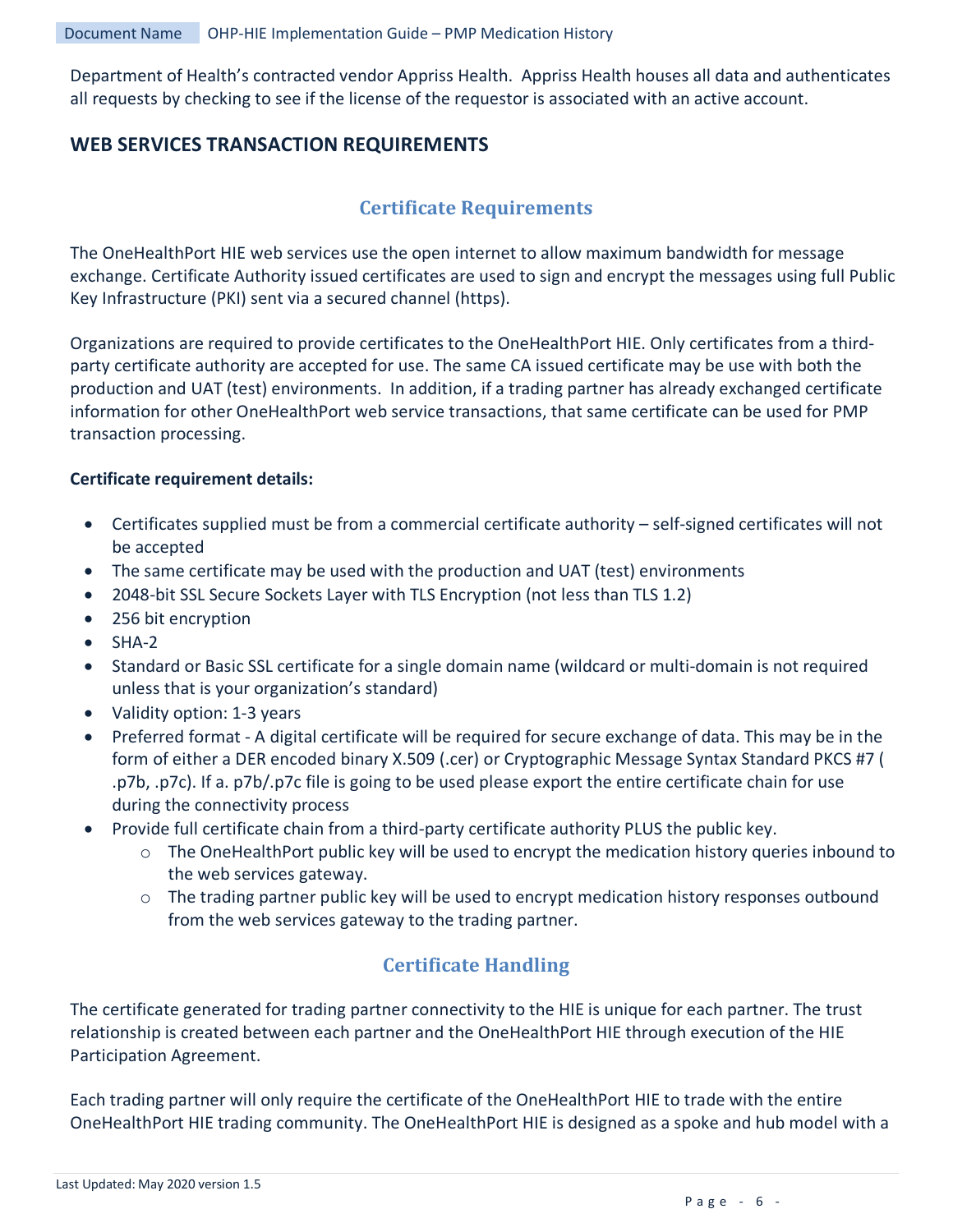Department of Health's contracted vendor Appriss Health. Appriss Health houses all data and authenticates all requests by checking to see if the license of the requestor is associated with an active account.

## WEB SERVICES TRANSACTION REQUIREMENTS

### Certificate Requirements

The OneHealthPort HIE web services use the open internet to allow maximum bandwidth for message exchange. Certificate Authority issued certificates are used to sign and encrypt the messages using full Public Key Infrastructure (PKI) sent via a secured channel (https).

Organizations are required to provide certificates to the OneHealthPort HIE. Only certificates from a third-party certificate authority are accepted for use. The same CA issued certificate may be use with both the production and UAT (test) environments. In addition, if a trading partner has already exchanged certificate information for other OneHealthPort web service transactions, that same certificate can be used for PMP transaction processing.

**Certificate requirement details:**

- Certificates supplied must be from a commercial certificate authority – self-signed certificates will not be accepted
- The same certificate may be used with the production and UAT (test) environments
- 2048-bit SSL Secure Sockets Layer with TLS Encryption (not less than TLS 1.2)
- 256 bit encryption
- SHA-2
- Standard or Basic SSL certificate for a single domain name (wildcard or multi-domain is not required unless that is your organization's standard)
- Validity option: 1-3 years
- Preferred format - A digital certificate will be required for secure exchange of data. This may be in the form of either a DER encoded binary X.509 (.cer) or Cryptographic Message Syntax Standard PKCS #7 ( .p7b, .p7c). If a. p7b/.p7c file is going to be used please export the entire certificate chain for use during the connectivity process
- Provide full certificate chain from a third-party certificate authority PLUS the public key.
  - The OneHealthPort public key will be used to encrypt the medication history queries inbound to the web services gateway.
  - The trading partner public key will be used to encrypt medication history responses outbound from the web services gateway to the trading partner.

### Certificate Handling

The certificate generated for trading partner connectivity to the HIE is unique for each partner. The trust relationship is created between each partner and the OneHealthPort HIE through execution of the HIE Participation Agreement.

Each trading partner will only require the certificate of the OneHealthPort HIE to trade with the entire OneHealthPort HIE trading community. The OneHealthPort HIE is designed as a spoke and hub model with a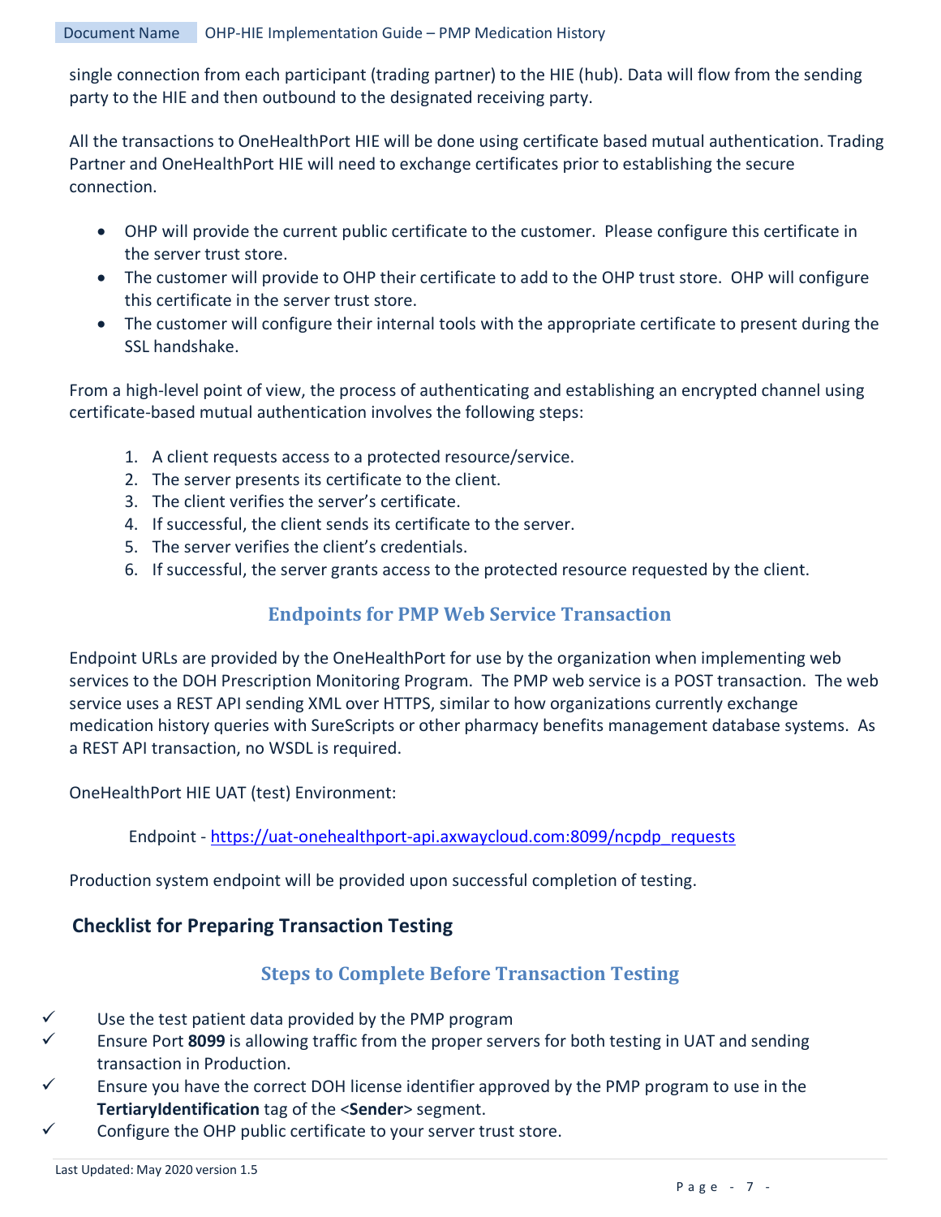single connection from each participant (trading partner) to the HIE (hub). Data will flow from the sending party to the HIE and then outbound to the designated receiving party.

All the transactions to OneHealthPort HIE will be done using certificate based mutual authentication. Trading Partner and OneHealthPort HIE will need to exchange certificates prior to establishing the secure connection.

- OHP will provide the current public certificate to the customer. Please configure this certificate in the server trust store.
- The customer will provide to OHP their certificate to add to the OHP trust store. OHP will configure this certificate in the server trust store.
- The customer will configure their internal tools with the appropriate certificate to present during the SSL handshake.

From a high-level point of view, the process of authenticating and establishing an encrypted channel using certificate-based mutual authentication involves the following steps:

1. A client requests access to a protected resource/service.
2. The server presents its certificate to the client.
3. The client verifies the server's certificate.
4. If successful, the client sends its certificate to the server.
5. The server verifies the client's credentials.
6. If successful, the server grants access to the protected resource requested by the client.

### Endpoints for PMP Web Service Transaction

Endpoint URLs are provided by the OneHealthPort for use by the organization when implementing web services to the DOH Prescription Monitoring Program. The PMP web service is a POST transaction. The web service uses a REST API sending XML over HTTPS, similar to how organizations currently exchange medication history queries with SureScripts or other pharmacy benefits management database systems. As a REST API transaction, no WSDL is required.

OneHealthPort HIE UAT (test) Environment:

Endpoint - https://uat-onehealthport-api.axwaycloud.com:8099/ncpdp_requests

Production system endpoint will be provided upon successful completion of testing.

## Checklist for Preparing Transaction Testing

### Steps to Complete Before Transaction Testing

- ✓ Use the test patient data provided by the PMP program
- ✓ Ensure Port **8099** is allowing traffic from the proper servers for both testing in UAT and sending transaction in Production.
- ✓ Ensure you have the correct DOH license identifier approved by the PMP program to use in the **TertiaryIdentification** tag of the <**Sender**> segment.
- ✓ Configure the OHP public certificate to your server trust store.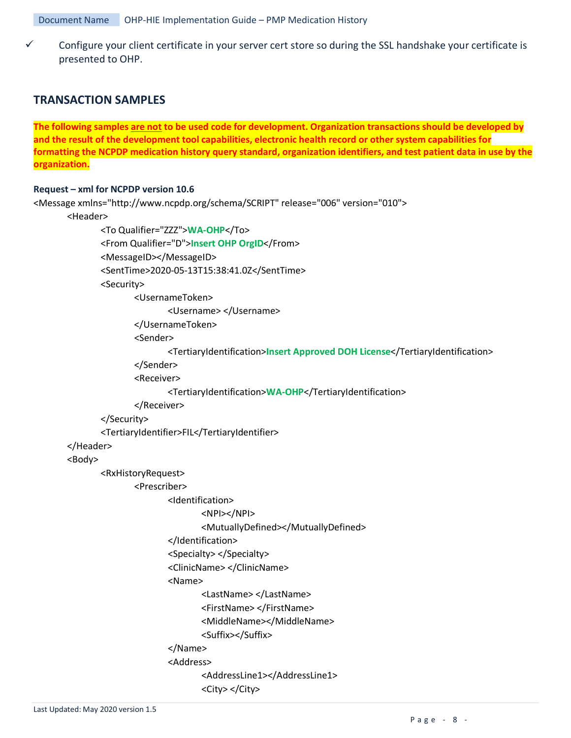✓ Configure your client certificate in your server cert store so during the SSL handshake your certificate is presented to OHP.

## TRANSACTION SAMPLES

**The following samples are not to be used code for development. Organization transactions should be developed by and the result of the development tool capabilities, electronic health record or other system capabilities for formatting the NCPDP medication history query standard, organization identifiers, and test patient data in use by the organization.**

**Request – xml for NCPDP version 10.6**

```
<Message xmlns="http://www.ncpdp.org/schema/SCRIPT" release="006" version="010">
    <Header>
        <To Qualifier="ZZZ">WA-OHP</To>
        <From Qualifier="D">Insert OHP OrgID</From>
        <MessageID></MessageID>
        <SentTime>2020-05-13T15:38:41.0Z</SentTime>
        <Security>
            <UsernameToken>
                <Username> </Username>
            </UsernameToken>
            <Sender>
                <TertiaryIdentification>Insert Approved DOH License</TertiaryIdentification>
            </Sender>
            <Receiver>
                <TertiaryIdentification>WA-OHP</TertiaryIdentification>
            </Receiver>
        </Security>
        <TertiaryIdentifier>FIL</TertiaryIdentifier>
    </Header>
    <Body>
        <RxHistoryRequest>
            <Prescriber>
                <Identification>
                    <NPI></NPI>
                    <MutuallyDefined></MutuallyDefined>
                </Identification>
                <Specialty> </Specialty>
                <ClinicName> </ClinicName>
                <Name>
                    <LastName> </LastName>
                    <FirstName> </FirstName>
                    <MiddleName></MiddleName>
                    <Suffix></Suffix>
                </Name>
                <Address>
                    <AddressLine1></AddressLine1>
                    <City> </City>
```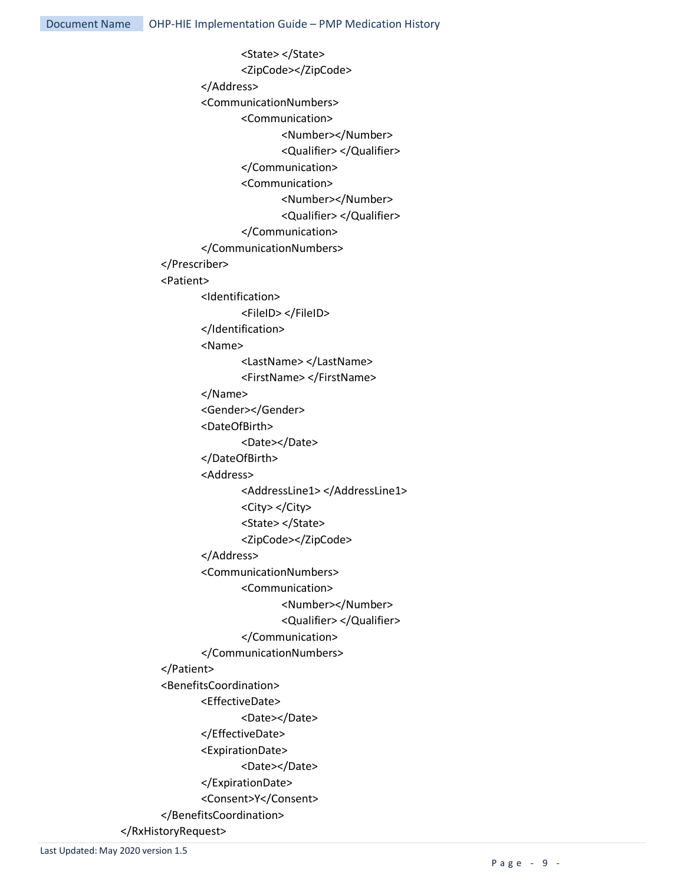```
                        <State> </State>
                        <ZipCode></ZipCode>
                </Address>
                <CommunicationNumbers>
                        <Communication>
                                <Number></Number>
                                <Qualifier> </Qualifier>
                        </Communication>
                        <Communication>
                                <Number></Number>
                                <Qualifier> </Qualifier>
                        </Communication>
                </CommunicationNumbers>
        </Prescriber>
        <Patient>
                <Identification>
                        <FileID> </FileID>
                </Identification>
                <Name>
                        <LastName> </LastName>
                        <FirstName> </FirstName>
                </Name>
                <Gender></Gender>
                <DateOfBirth>
                        <Date></Date>
                </DateOfBirth>
                <Address>
                        <AddressLine1> </AddressLine1>
                        <City> </City>
                        <State> </State>
                        <ZipCode></ZipCode>
                </Address>
                <CommunicationNumbers>
                        <Communication>
                                <Number></Number>
                                <Qualifier> </Qualifier>
                        </Communication>
                </CommunicationNumbers>
        </Patient>
        <BenefitsCoordination>
                <EffectiveDate>
                        <Date></Date>
                </EffectiveDate>
                <ExpirationDate>
                        <Date></Date>
                </ExpirationDate>
                <Consent>Y</Consent>
        </BenefitsCoordination>
</RxHistoryRequest>
```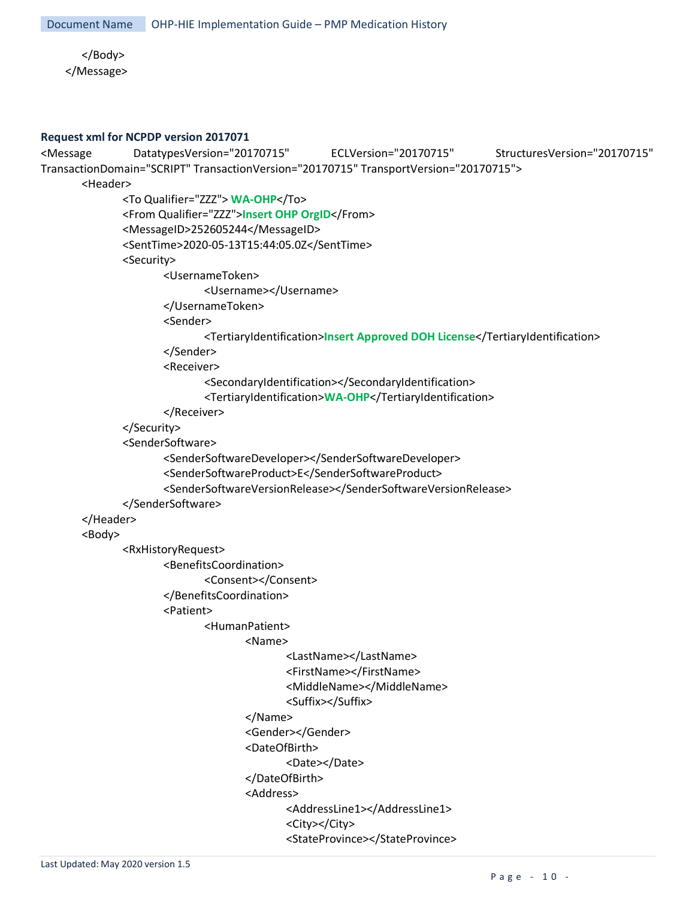```
        </Body>
    </Message>
```

**Request xml for NCPDP version 2017071**

```
<Message DatatypesVersion="20170715" ECLVersion="20170715" StructuresVersion="20170715"
TransactionDomain="SCRIPT" TransactionVersion="20170715" TransportVersion="20170715">
    <Header>
        <To Qualifier="ZZZ"> WA-OHP</To>
        <From Qualifier="ZZZ">Insert OHP OrgID</From>
        <MessageID>252605244</MessageID>
        <SentTime>2020-05-13T15:44:05.0Z</SentTime>
        <Security>
            <UsernameToken>
                <Username></Username>
            </UsernameToken>
            <Sender>
                <TertiaryIdentification>Insert Approved DOH License</TertiaryIdentification>
            </Sender>
            <Receiver>
                <SecondaryIdentification></SecondaryIdentification>
                <TertiaryIdentification>WA-OHP</TertiaryIdentification>
            </Receiver>
        </Security>
        <SenderSoftware>
            <SenderSoftwareDeveloper></SenderSoftwareDeveloper>
            <SenderSoftwareProduct>E</SenderSoftwareProduct>
            <SenderSoftwareVersionRelease></SenderSoftwareVersionRelease>
        </SenderSoftware>
    </Header>
    <Body>
        <RxHistoryRequest>
            <BenefitsCoordination>
                <Consent></Consent>
            </BenefitsCoordination>
            <Patient>
                <HumanPatient>
                    <Name>
                        <LastName></LastName>
                        <FirstName></FirstName>
                        <MiddleName></MiddleName>
                        <Suffix></Suffix>
                    </Name>
                    <Gender></Gender>
                    <DateOfBirth>
                        <Date></Date>
                    </DateOfBirth>
                    <Address>
                        <AddressLine1></AddressLine1>
                        <City></City>
                        <StateProvince></StateProvince>
```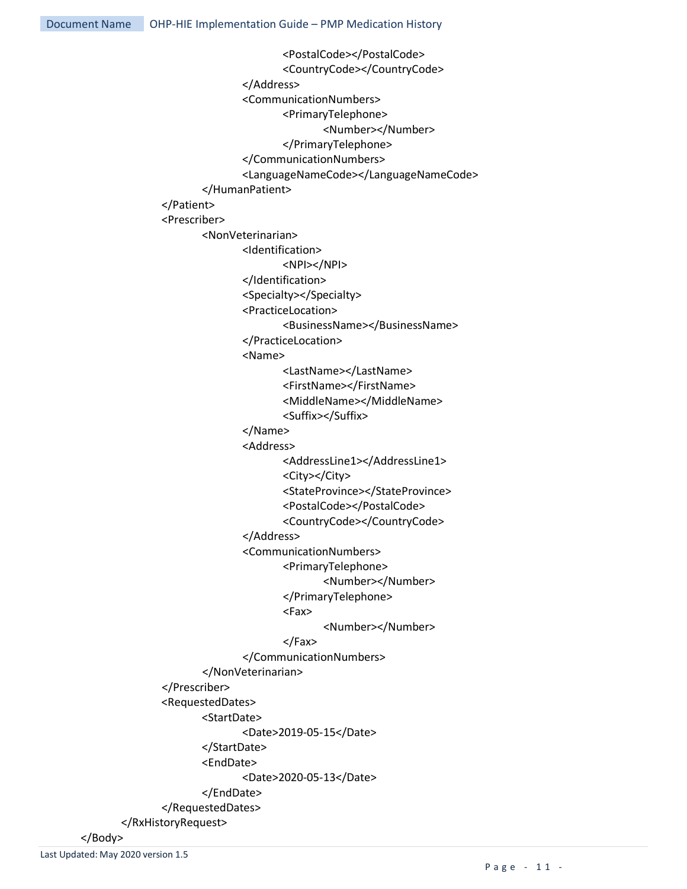```
                        <PostalCode></PostalCode>
                        <CountryCode></CountryCode>
                    </Address>
                    <CommunicationNumbers>
                        <PrimaryTelephone>
                            <Number></Number>
                        </PrimaryTelephone>
                    </CommunicationNumbers>
                    <LanguageNameCode></LanguageNameCode>
                </HumanPatient>
            </Patient>
            <Prescriber>
                <NonVeterinarian>
                    <Identification>
                        <NPI></NPI>
                    </Identification>
                    <Specialty></Specialty>
                    <PracticeLocation>
                        <BusinessName></BusinessName>
                    </PracticeLocation>
                    <Name>
                        <LastName></LastName>
                        <FirstName></FirstName>
                        <MiddleName></MiddleName>
                        <Suffix></Suffix>
                    </Name>
                    <Address>
                        <AddressLine1></AddressLine1>
                        <City></City>
                        <StateProvince></StateProvince>
                        <PostalCode></PostalCode>
                        <CountryCode></CountryCode>
                    </Address>
                    <CommunicationNumbers>
                        <PrimaryTelephone>
                            <Number></Number>
                        </PrimaryTelephone>
                        <Fax>
                            <Number></Number>
                        </Fax>
                    </CommunicationNumbers>
                </NonVeterinarian>
            </Prescriber>
            <RequestedDates>
                <StartDate>
                    <Date>2019-05-15</Date>
                </StartDate>
                <EndDate>
                    <Date>2020-05-13</Date>
                </EndDate>
            </RequestedDates>
        </RxHistoryRequest>
    </Body>
```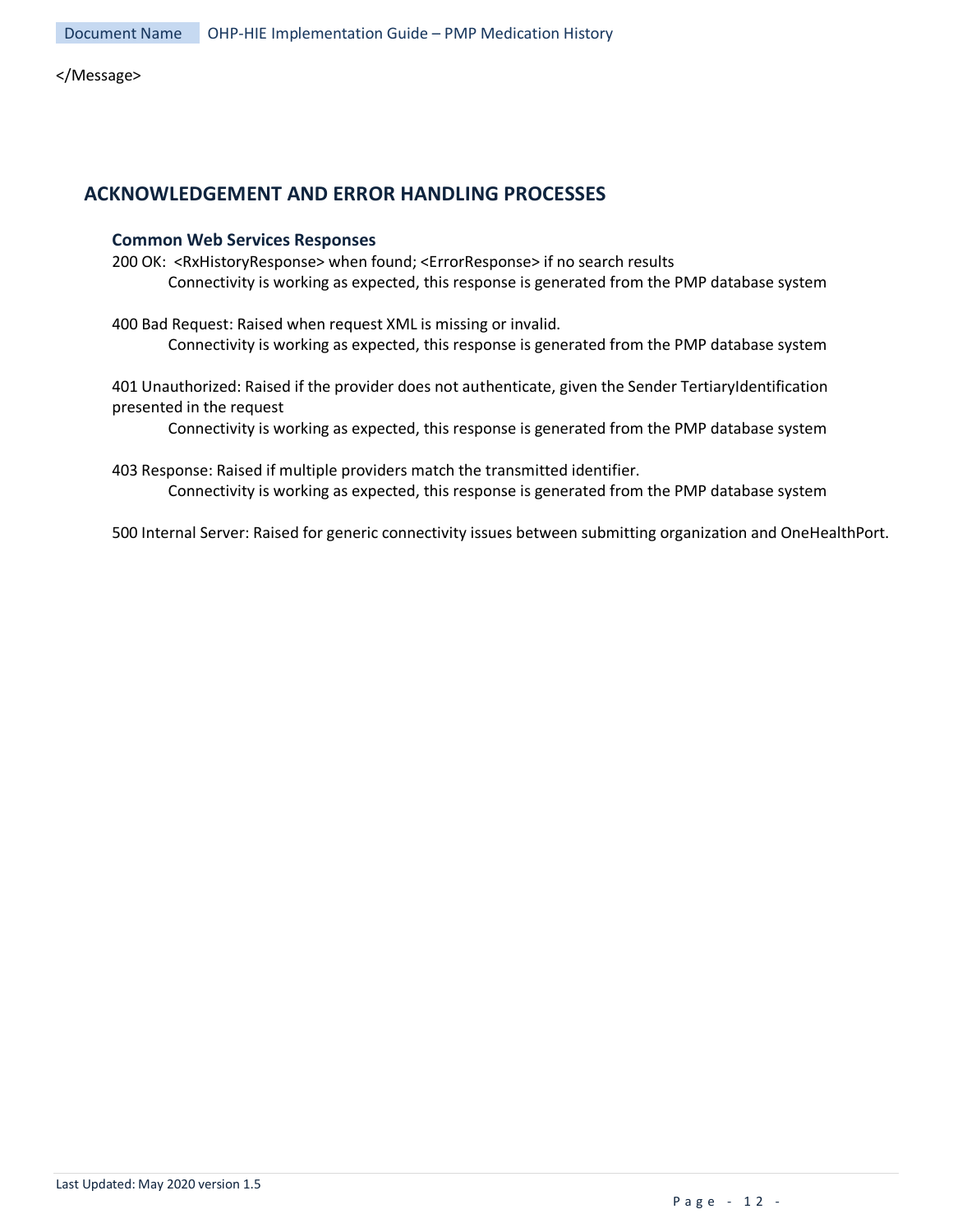```
</Message>
```

## ACKNOWLEDGEMENT AND ERROR HANDLING PROCESSES

### Common Web Services Responses

200 OK: <RxHistoryResponse> when found; <ErrorResponse> if no search results

Connectivity is working as expected, this response is generated from the PMP database system

400 Bad Request: Raised when request XML is missing or invalid.

Connectivity is working as expected, this response is generated from the PMP database system

401 Unauthorized: Raised if the provider does not authenticate, given the Sender TertiaryIdentification presented in the request

Connectivity is working as expected, this response is generated from the PMP database system

403 Response: Raised if multiple providers match the transmitted identifier.

Connectivity is working as expected, this response is generated from the PMP database system

500 Internal Server: Raised for generic connectivity issues between submitting organization and OneHealthPort.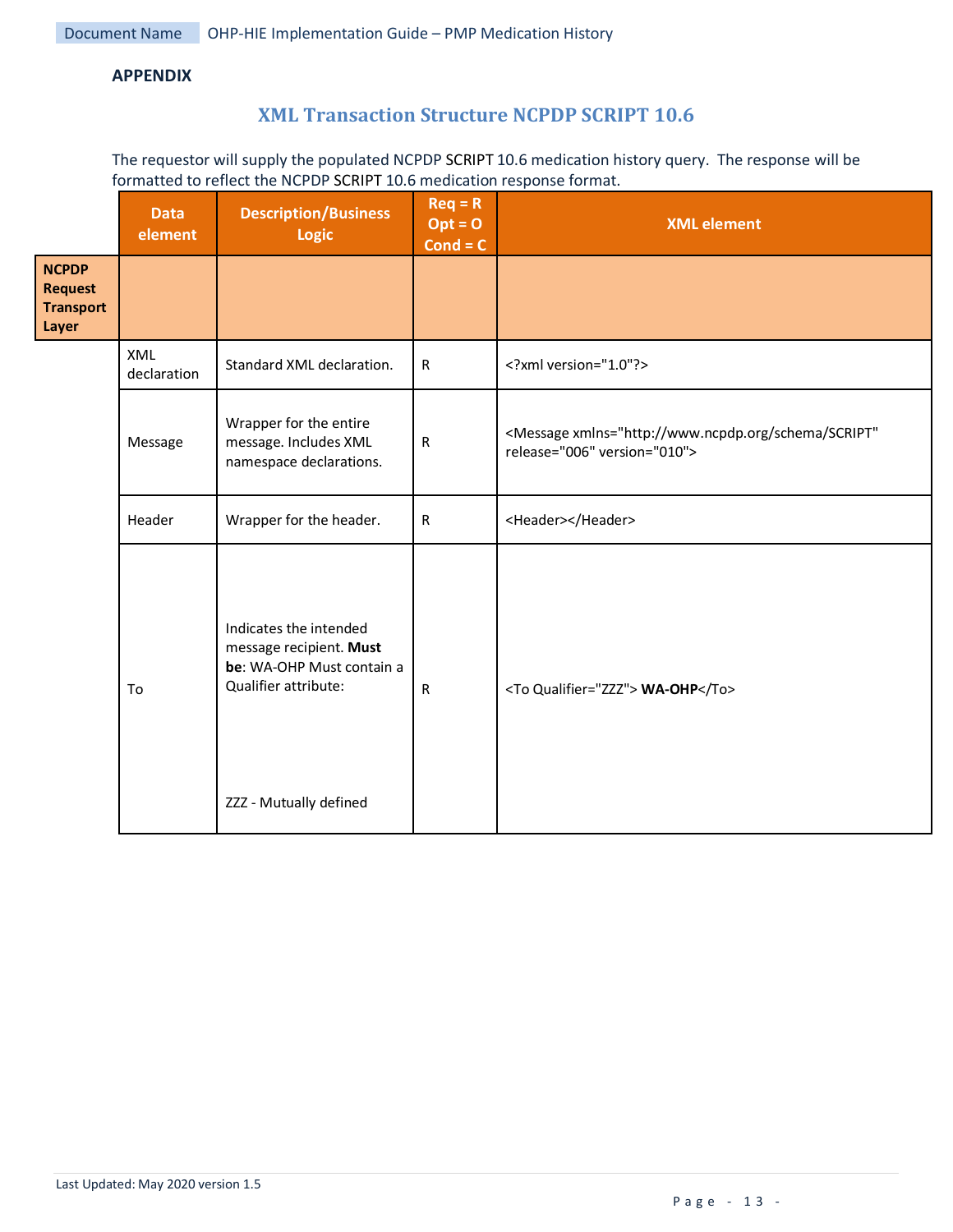**APPENDIX**

## XML Transaction Structure NCPDP SCRIPT 10.6

The requestor will supply the populated NCPDP SCRIPT 10.6 medication history query. The response will be formatted to reflect the NCPDP SCRIPT 10.6 medication response format.

| | Data element | Description/Business Logic | Req = R Opt = O Cond = C | XML element |
|---|---|---|---|---|
| **NCPDP Request Transport Layer** | | | | |
| | XML declaration | Standard XML declaration. | R | <?xml version="1.0"?> |
| | Message | Wrapper for the entire message. Includes XML namespace declarations. | R | <Message xmlns="http://www.ncpdp.org/schema/SCRIPT" release="006" version="010"> |
| | Header | Wrapper for the header. | R | <Header></Header> |
| | To | Indicates the intended message recipient. **Must be**: WA-OHP Must contain a Qualifier attribute:<br><br>ZZZ - Mutually defined | R | <To Qualifier="ZZZ"> **WA-OHP**</To> |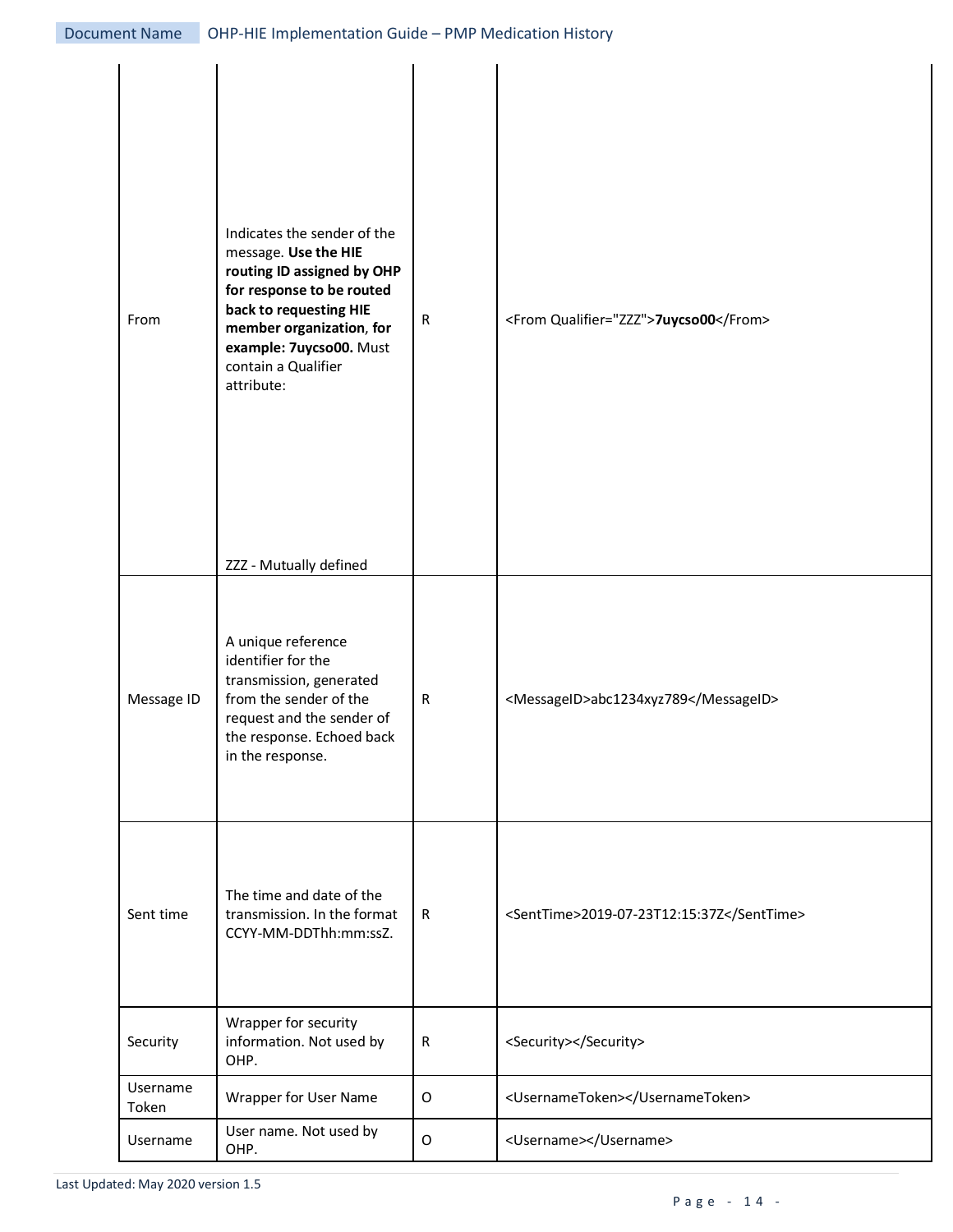| | | | |
|---|---|---|---|
| From | Indicates the sender of the message. **Use the HIE routing ID assigned by OHP for response to be routed back to requesting HIE member organization, for example: 7uycso00.** Must contain a Qualifier attribute:<br><br>ZZZ - Mutually defined | R | <From Qualifier="ZZZ">**7uycso00**</From> |
| Message ID | A unique reference identifier for the transmission, generated from the sender of the request and the sender of the response. Echoed back in the response. | R | <MessageID>abc1234xyz789</MessageID> |
| Sent time | The time and date of the transmission. In the format CCYY-MM-DDThh:mm:ssZ. | R | <SentTime>2019-07-23T12:15:37Z</SentTime> |
| Security | Wrapper for security information. Not used by OHP. | R | <Security></Security> |
| Username Token | Wrapper for User Name | O | <UsernameToken></UsernameToken> |
| Username | User name. Not used by OHP. | O | <Username></Username> |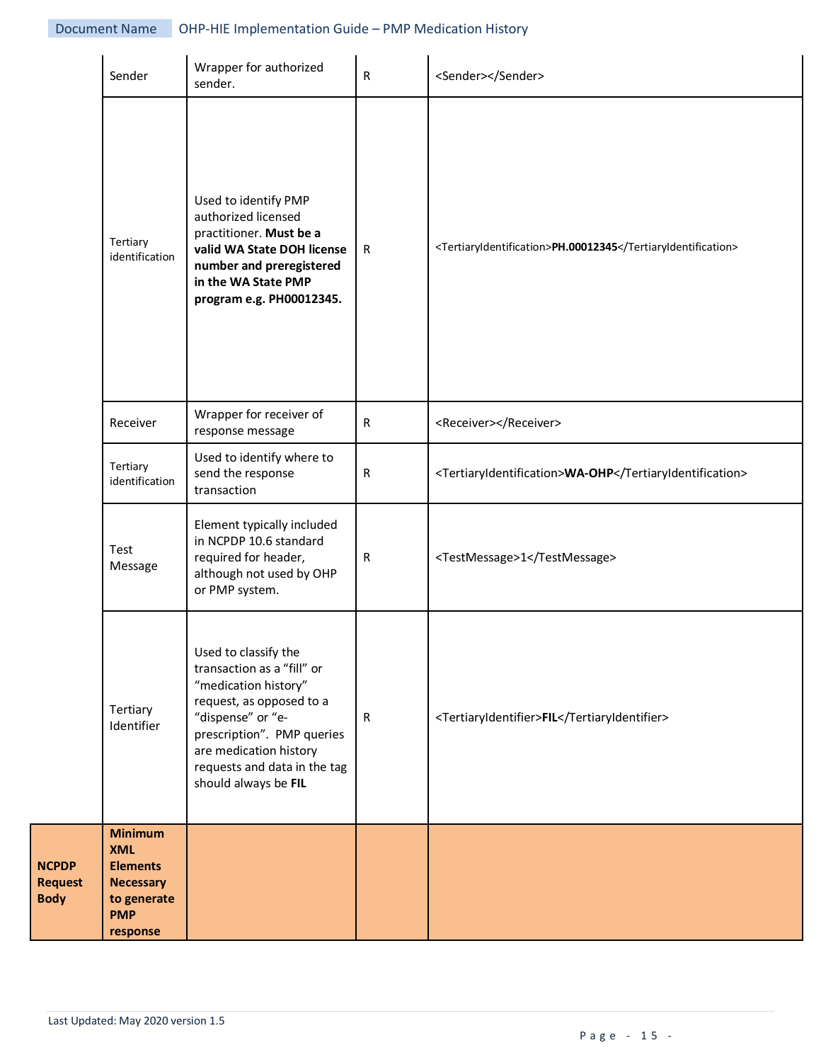| | | | | |
|---|---|---|---|---|
| | Sender | Wrapper for authorized sender. | R | <Sender></Sender> |
| | Tertiary identification | Used to identify PMP authorized licensed practitioner. **Must be a valid WA State DOH license number and preregistered in the WA State PMP program e.g. PH00012345.** | R | <TertiaryIdentification>**PH.00012345**</TertiaryIdentification> |
| | Receiver | Wrapper for receiver of response message | R | <Receiver></Receiver> |
| | Tertiary identification | Used to identify where to send the response transaction | R | <TertiaryIdentification>**WA-OHP**</TertiaryIdentification> |
| | Test Message | Element typically included in NCPDP 10.6 standard required for header, although not used by OHP or PMP system. | R | <TestMessage>1</TestMessage> |
| | Tertiary Identifier | Used to classify the transaction as a “fill” or “medication history” request, as opposed to a “dispense” or “e-prescription”. PMP queries are medication history requests and data in the tag should always be **FIL** | R | <TertiaryIdentifier>**FIL**</TertiaryIdentifier> |
| **NCPDP Request Body** | **Minimum XML Elements Necessary to generate PMP response** | | | |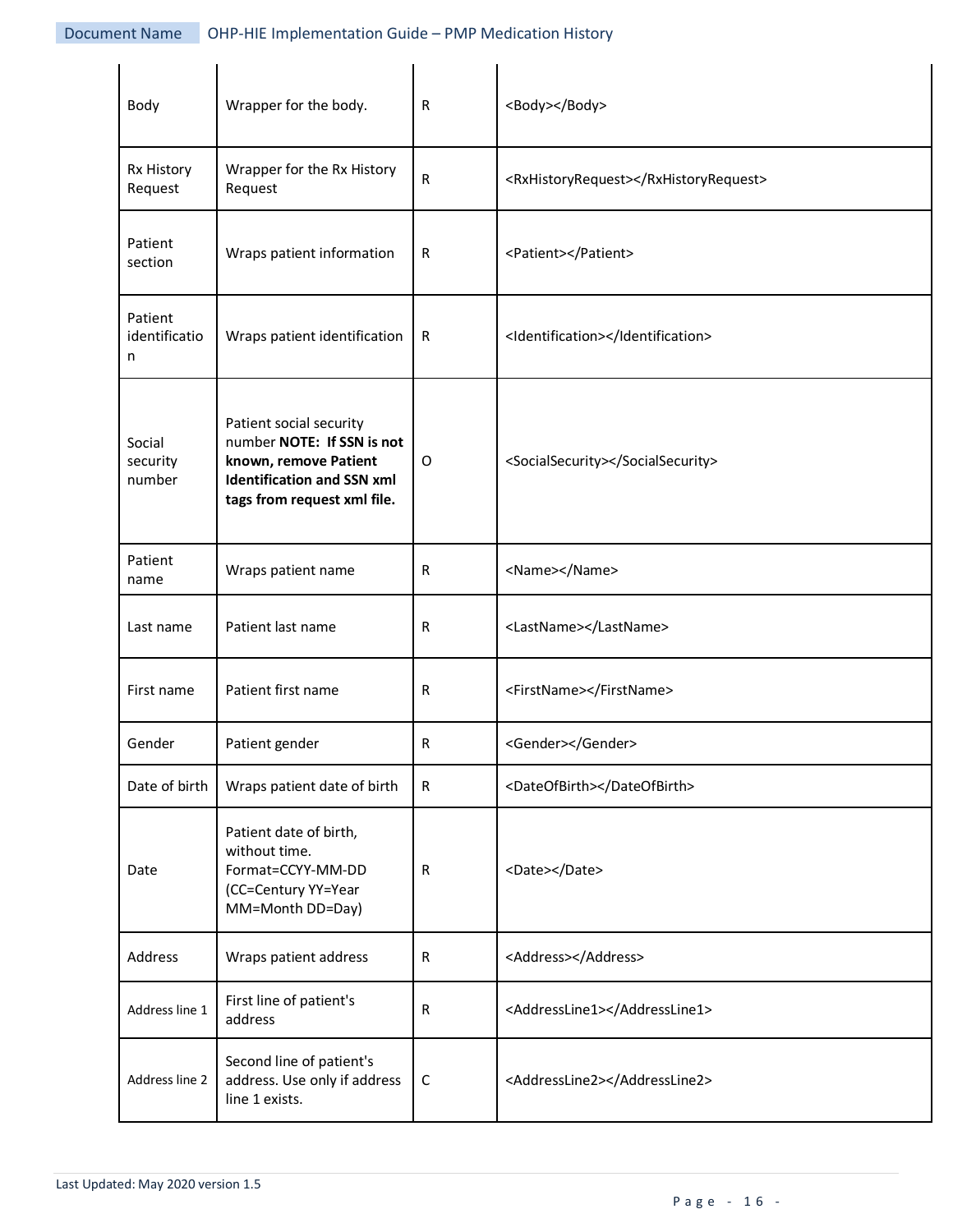| Body | Wrapper for the body. | R | <Body></Body> |
|---|---|---|---|
| Rx History Request | Wrapper for the Rx History Request | R | <RxHistoryRequest></RxHistoryRequest> |
| Patient section | Wraps patient information | R | <Patient></Patient> |
| Patient identification | Wraps patient identification | R | <Identification></Identification> |
| Social security number | Patient social security number **NOTE: If SSN is not known, remove Patient Identification and SSN xml tags from request xml file.** | O | <SocialSecurity></SocialSecurity> |
| Patient name | Wraps patient name | R | <Name></Name> |
| Last name | Patient last name | R | <LastName></LastName> |
| First name | Patient first name | R | <FirstName></FirstName> |
| Gender | Patient gender | R | <Gender></Gender> |
| Date of birth | Wraps patient date of birth | R | <DateOfBirth></DateOfBirth> |
| Date | Patient date of birth, without time. Format=CCYY-MM-DD (CC=Century YY=Year MM=Month DD=Day) | R | <Date></Date> |
| Address | Wraps patient address | R | <Address></Address> |
| Address line 1 | First line of patient's address | R | <AddressLine1></AddressLine1> |
| Address line 2 | Second line of patient's address. Use only if address line 1 exists. | C | <AddressLine2></AddressLine2> |

Last Updated: May 2020 version 1.5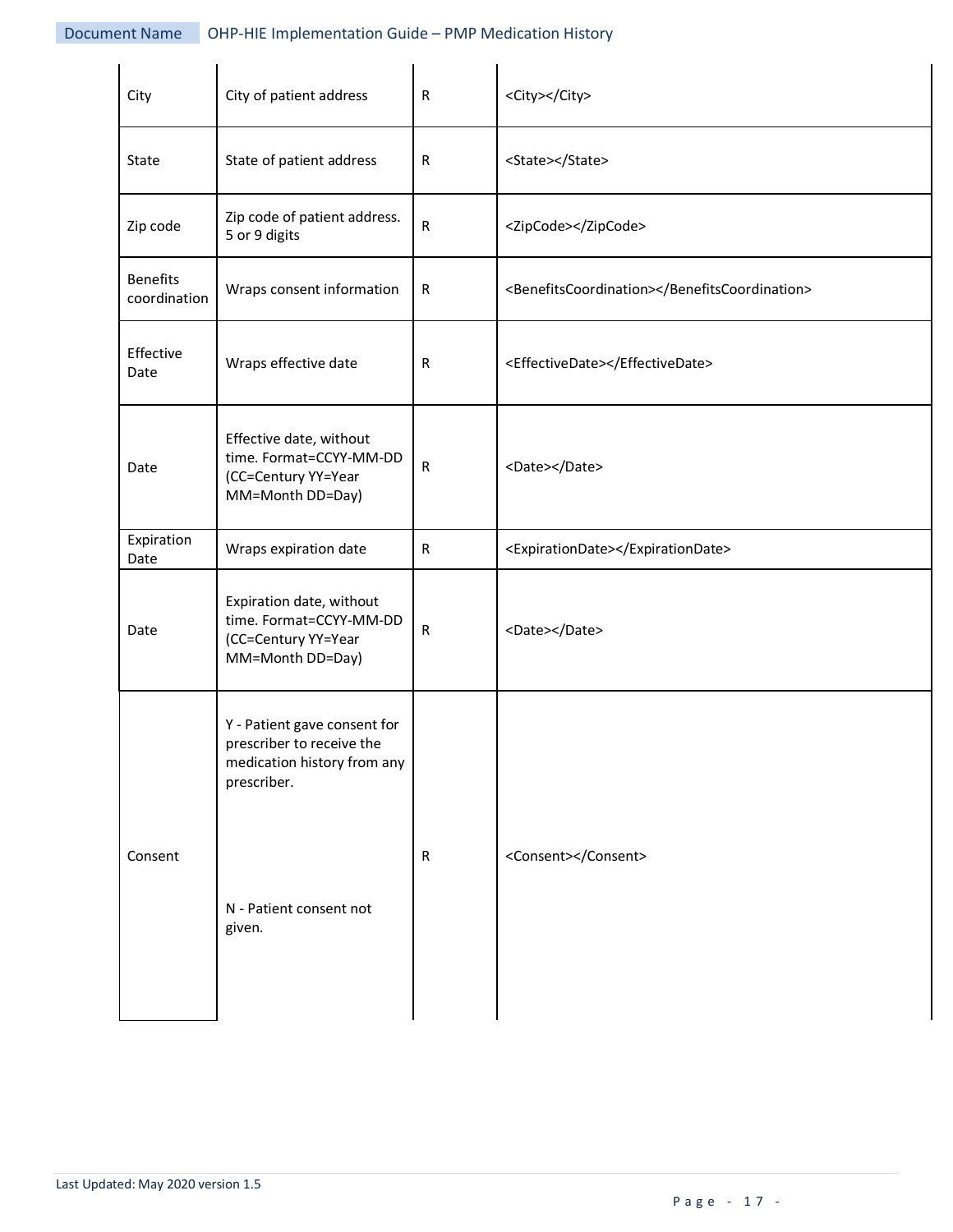| City | City of patient address | R | <City></City> |
|---|---|---|---|
| State | State of patient address | R | <State></State> |
| Zip code | Zip code of patient address. 5 or 9 digits | R | <ZipCode></ZipCode> |
| Benefits coordination | Wraps consent information | R | <BenefitsCoordination></BenefitsCoordination> |
| Effective Date | Wraps effective date | R | <EffectiveDate></EffectiveDate> |
| Date | Effective date, without time. Format=CCYY-MM-DD (CC=Century YY=Year MM=Month DD=Day) | R | <Date></Date> |
| Expiration Date | Wraps expiration date | R | <ExpirationDate></ExpirationDate> |
| Date | Expiration date, without time. Format=CCYY-MM-DD (CC=Century YY=Year MM=Month DD=Day) | R | <Date></Date> |
| Consent | Y - Patient gave consent for prescriber to receive the medication history from any prescriber.<br><br>N - Patient consent not given. | R | <Consent></Consent> |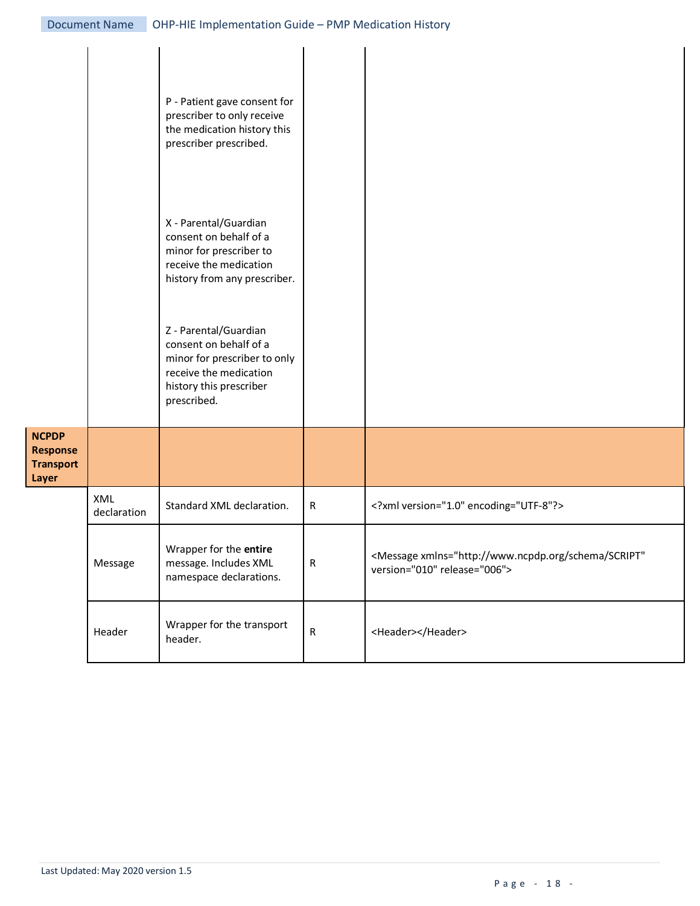| | | | | |
|---|---|---|---|---|
| | | P - Patient gave consent for prescriber to only receive the medication history this prescriber prescribed.<br><br>X - Parental/Guardian consent on behalf of a minor for prescriber to receive the medication history from any prescriber.<br><br>Z - Parental/Guardian consent on behalf of a minor for prescriber to only receive the medication history this prescriber prescribed. | | |
| **NCPDP Response Transport Layer** | | | | |
| | XML declaration | Standard XML declaration. | R | <?xml version="1.0" encoding="UTF-8"?> |
| | Message | Wrapper for the **entire** message. Includes XML namespace declarations. | R | <Message xmlns="http://www.ncpdp.org/schema/SCRIPT" version="010" release="006"> |
| | Header | Wrapper for the transport header. | R | <Header></Header> |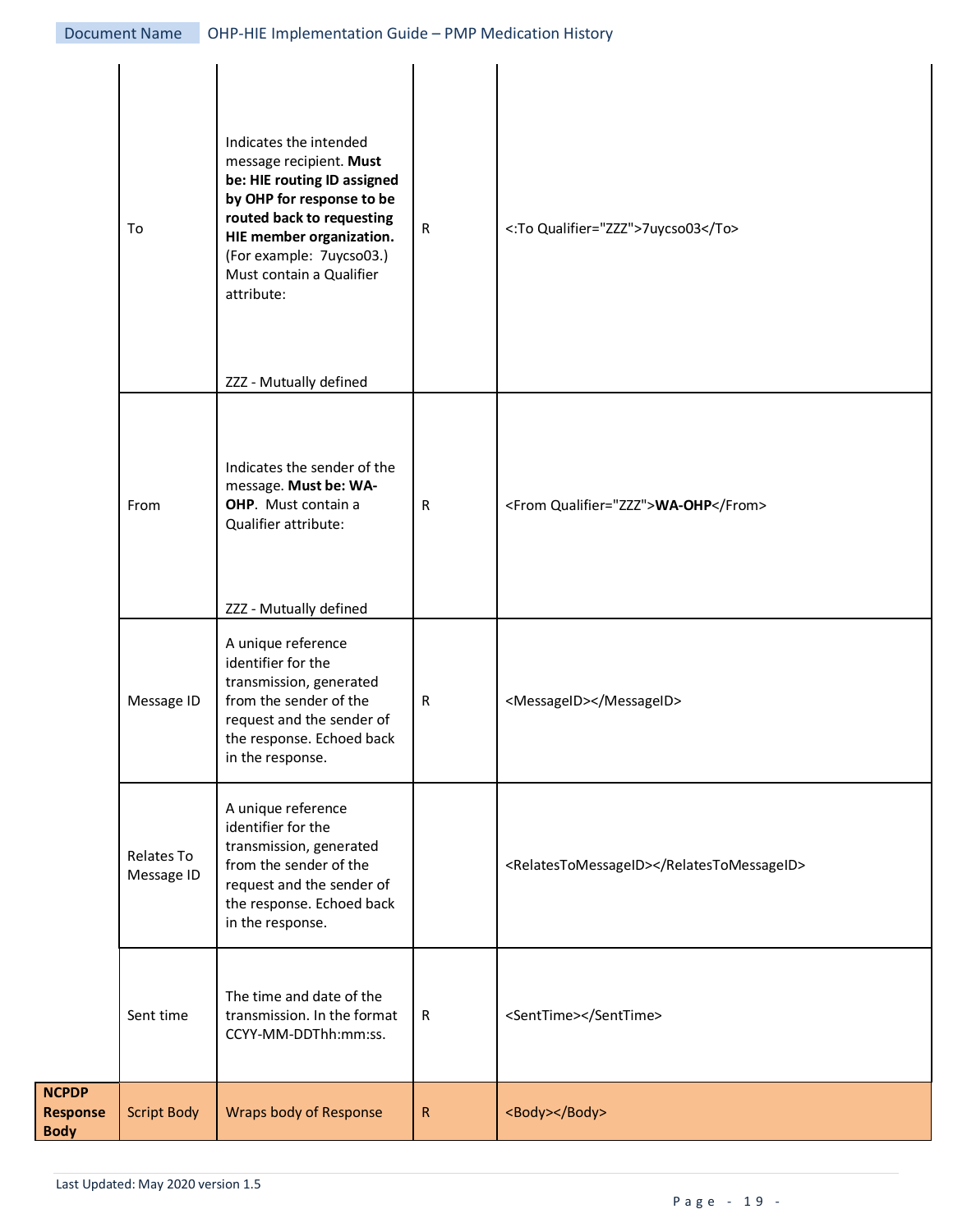| | | | | |
|---|---|---|---|---|
| | To | Indicates the intended message recipient. **Must be: HIE routing ID assigned by OHP for response to be routed back to requesting HIE member organization.** (For example: 7uycso03.) Must contain a Qualifier attribute:<br><br>ZZZ - Mutually defined | R | <:To Qualifier="ZZZ">7uycso03</To> |
| | From | Indicates the sender of the message. **Must be: WA-OHP**. Must contain a Qualifier attribute:<br><br>ZZZ - Mutually defined | R | <From Qualifier="ZZZ">**WA-OHP**</From> |
| | Message ID | A unique reference identifier for the transmission, generated from the sender of the request and the sender of the response. Echoed back in the response. | R | <MessageID></MessageID> |
| | Relates To Message ID | A unique reference identifier for the transmission, generated from the sender of the request and the sender of the response. Echoed back in the response. | | <RelatesToMessageID></RelatesToMessageID> |
| | Sent time | The time and date of the transmission. In the format CCYY-MM-DDThh:mm:ss. | R | <SentTime></SentTime> |
| **NCPDP Response Body** | Script Body | Wraps body of Response | R | <Body></Body> |

Last Updated: May 2020 version 1.5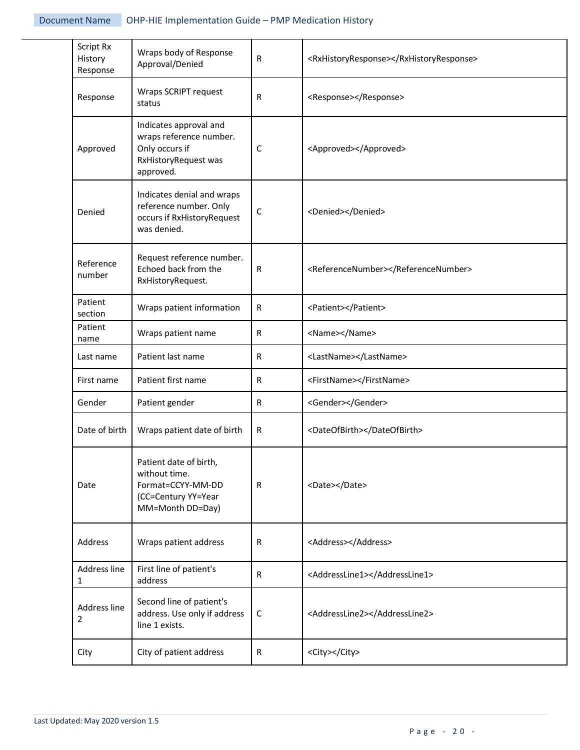| Script Rx History Response | Wraps body of Response Approval/Denied | R | <RxHistoryResponse></RxHistoryResponse> |
|---|---|---|---|
| Response | Wraps SCRIPT request status | R | <Response></Response> |
| Approved | Indicates approval and wraps reference number. Only occurs if RxHistoryRequest was approved. | C | <Approved></Approved> |
| Denied | Indicates denial and wraps reference number. Only occurs if RxHistoryRequest was denied. | C | <Denied></Denied> |
| Reference number | Request reference number. Echoed back from the RxHistoryRequest. | R | <ReferenceNumber></ReferenceNumber> |
| Patient section | Wraps patient information | R | <Patient></Patient> |
| Patient name | Wraps patient name | R | <Name></Name> |
| Last name | Patient last name | R | <LastName></LastName> |
| First name | Patient first name | R | <FirstName></FirstName> |
| Gender | Patient gender | R | <Gender></Gender> |
| Date of birth | Wraps patient date of birth | R | <DateOfBirth></DateOfBirth> |
| Date | Patient date of birth, without time. Format=CCYY-MM-DD (CC=Century YY=Year MM=Month DD=Day) | R | <Date></Date> |
| Address | Wraps patient address | R | <Address></Address> |
| Address line 1 | First line of patient's address | R | <AddressLine1></AddressLine1> |
| Address line 2 | Second line of patient's address. Use only if address line 1 exists. | C | <AddressLine2></AddressLine2> |
| City | City of patient address | R | <City></City> |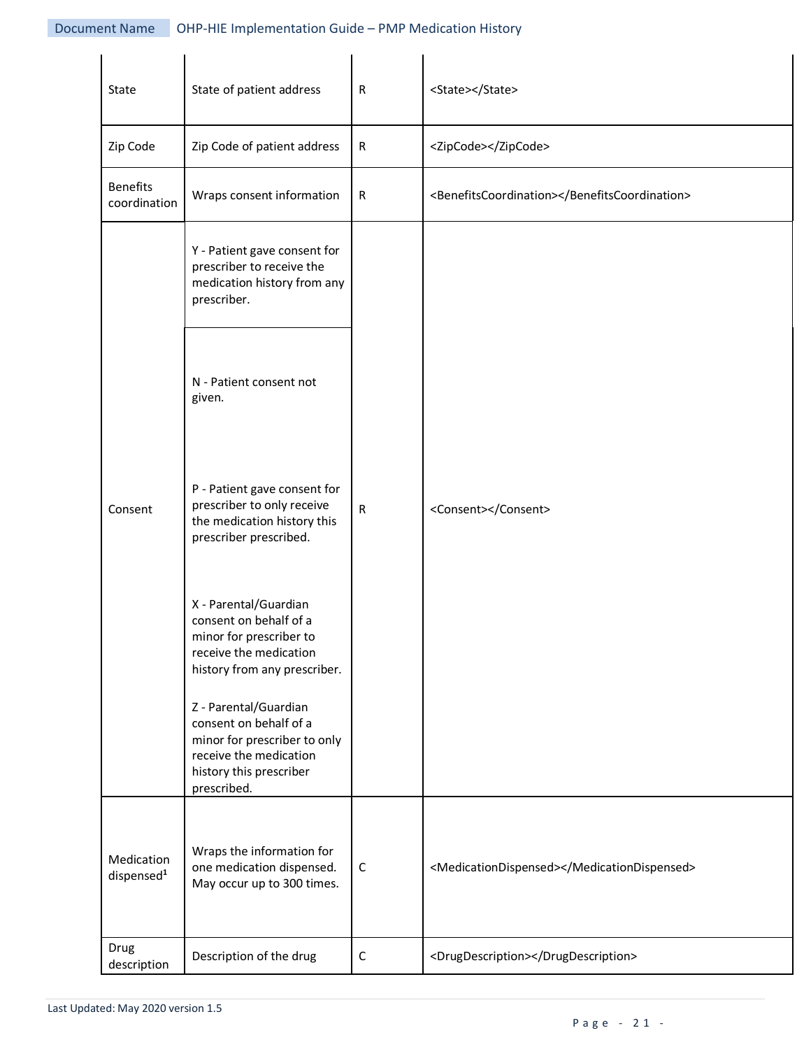| | | | |
|---|---|---|---|
| State | State of patient address | R | `<State></State>` |
| Zip Code | Zip Code of patient address | R | `<ZipCode></ZipCode>` |
| Benefits coordination | Wraps consent information | R | `<BenefitsCoordination></BenefitsCoordination>` |
| Consent | Y - Patient gave consent for prescriber to receive the medication history from any prescriber.<br><br>N - Patient consent not given.<br><br>P - Patient gave consent for prescriber to only receive the medication history this prescriber prescribed.<br><br>X - Parental/Guardian consent on behalf of a minor for prescriber to receive the medication history from any prescriber.<br><br>Z - Parental/Guardian consent on behalf of a minor for prescriber to only receive the medication history this prescriber prescribed. | R | `<Consent></Consent>` |
| Medication dispensed[1] | Wraps the information for one medication dispensed. May occur up to 300 times. | C | `<MedicationDispensed></MedicationDispensed>` |
| Drug description | Description of the drug | C | `<DrugDescription></DrugDescription>` |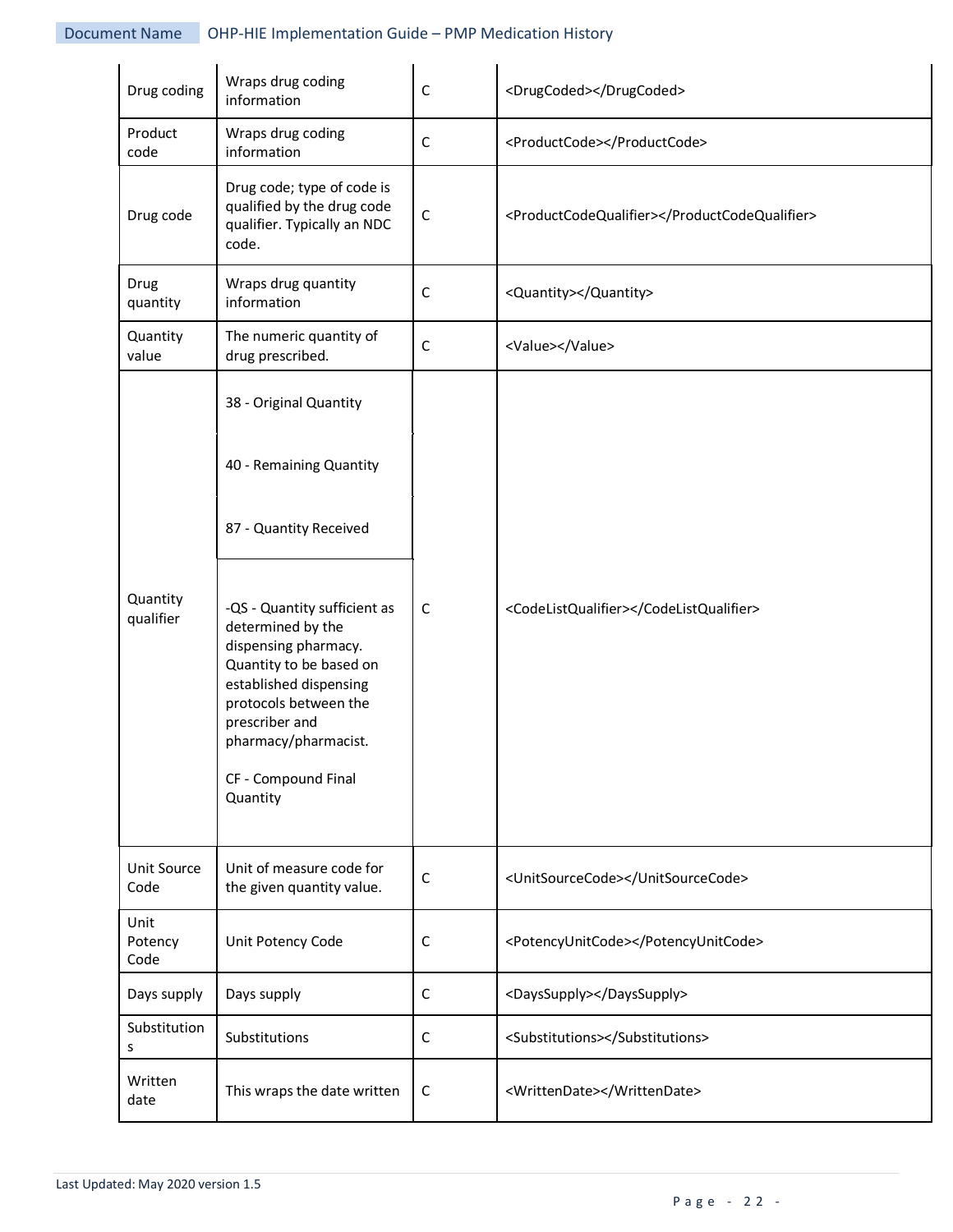| | | | |
|---|---|---|---|
| Drug coding | Wraps drug coding information | C | <DrugCoded></DrugCoded> |
| Product code | Wraps drug coding information | C | <ProductCode></ProductCode> |
| Drug code | Drug code; type of code is qualified by the drug code qualifier. Typically an NDC code. | C | <ProductCodeQualifier></ProductCodeQualifier> |
| Drug quantity | Wraps drug quantity information | C | <Quantity></Quantity> |
| Quantity value | The numeric quantity of drug prescribed. | C | <Value></Value> |
| Quantity qualifier | 38 - Original Quantity<br><br>40 - Remaining Quantity<br><br>87 - Quantity Received<br><br>-QS - Quantity sufficient as determined by the dispensing pharmacy. Quantity to be based on established dispensing protocols between the prescriber and pharmacy/pharmacist.<br><br>CF - Compound Final Quantity | C | <CodeListQualifier></CodeListQualifier> |
| Unit Source Code | Unit of measure code for the given quantity value. | C | <UnitSourceCode></UnitSourceCode> |
| Unit Potency Code | Unit Potency Code | C | <PotencyUnitCode></PotencyUnitCode> |
| Days supply | Days supply | C | <DaysSupply></DaysSupply> |
| Substitutions | Substitutions | C | <Substitutions></Substitutions> |
| Written date | This wraps the date written | C | <WrittenDate></WrittenDate> |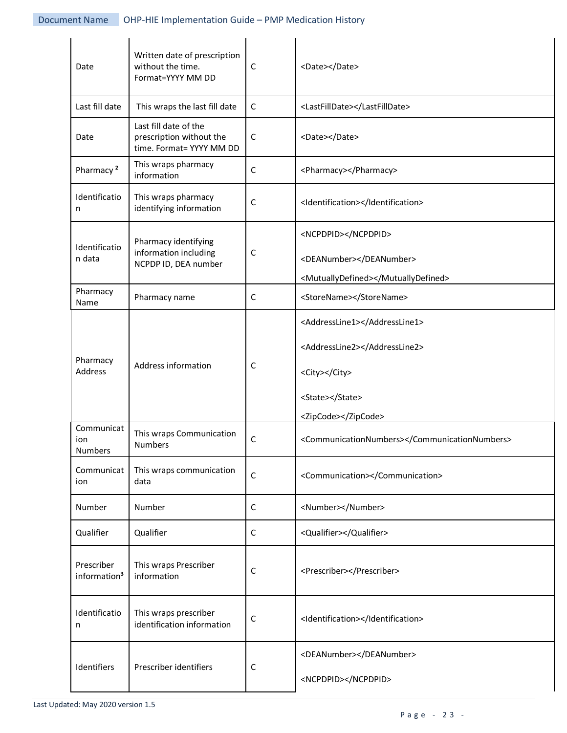| | | | |
|---|---|---|---|
| Date | Written date of prescription without the time. Format=YYYY MM DD | C | <Date></Date> |
| Last fill date | This wraps the last fill date | C | <LastFillDate></LastFillDate> |
| Date | Last fill date of the prescription without the time. Format= YYYY MM DD | C | <Date></Date> |
| Pharmacy [2] | This wraps pharmacy information | C | <Pharmacy></Pharmacy> |
| Identification | This wraps pharmacy identifying information | C | <Identification></Identification> |
| Identification data | Pharmacy identifying information including NCPDP ID, DEA number | C | <NCPDPID></NCPDPID><br><DEANumber></DEANumber><br><MutuallyDefined></MutuallyDefined> |
| Pharmacy Name | Pharmacy name | C | <StoreName></StoreName> |
| Pharmacy Address | Address information | C | <AddressLine1></AddressLine1><br><AddressLine2></AddressLine2><br><City></City><br><State></State><br><ZipCode></ZipCode> |
| Communication Numbers | This wraps Communication Numbers | C | <CommunicationNumbers></CommunicationNumbers> |
| Communication | This wraps communication data | C | <Communication></Communication> |
| Number | Number | C | <Number></Number> |
| Qualifier | Qualifier | C | <Qualifier></Qualifier> |
| Prescriber information[3] | This wraps Prescriber information | C | <Prescriber></Prescriber> |
| Identification | This wraps prescriber identification information | C | <Identification></Identification> |
| Identifiers | Prescriber identifiers | C | <DEANumber></DEANumber><br><NCPDPID></NCPDPID> |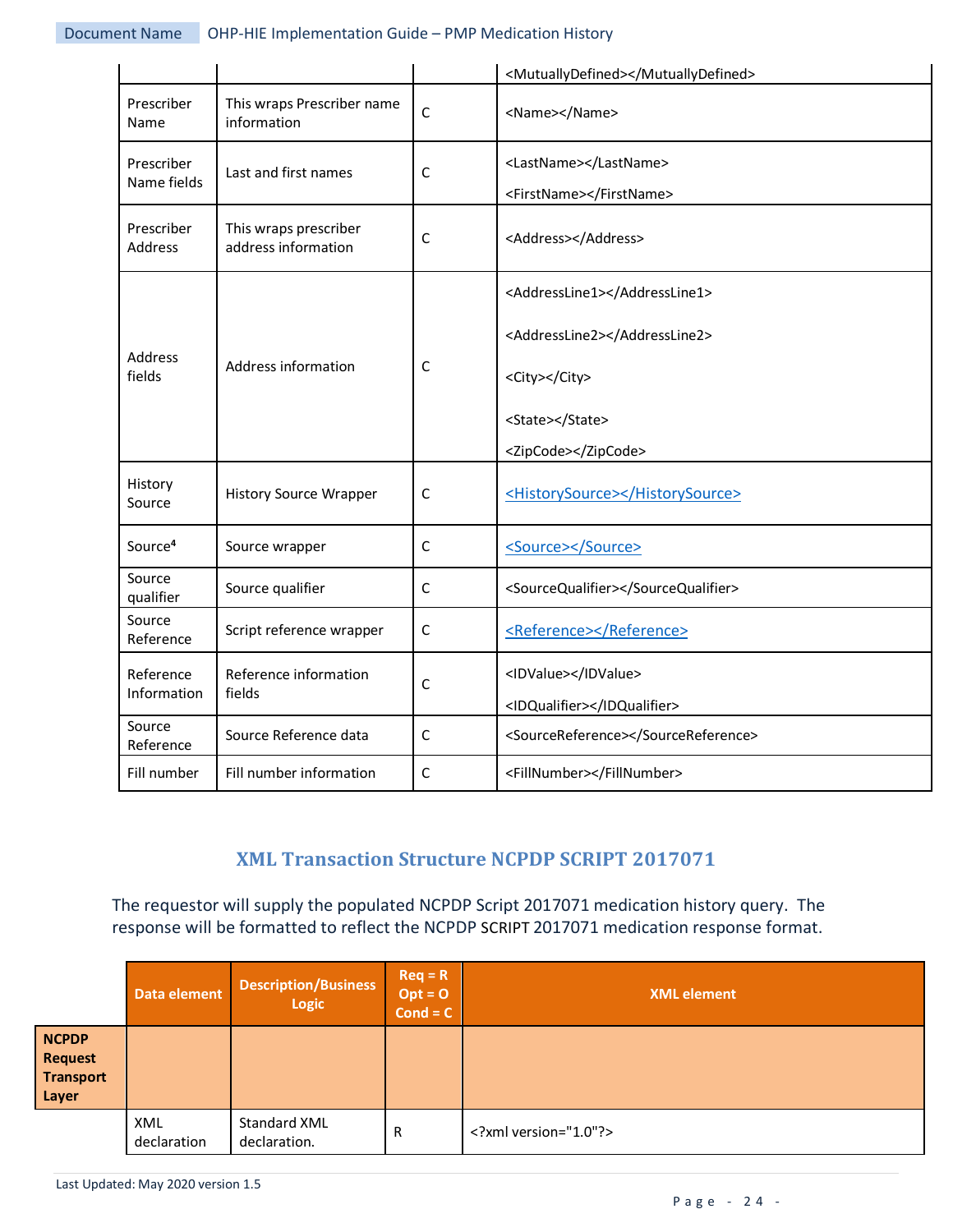| | | | |
|---|---|---|---|
| | | | `<MutuallyDefined></MutuallyDefined>` |
| Prescriber Name | This wraps Prescriber name information | C | `<Name></Name>` |
| Prescriber Name fields | Last and first names | C | `<LastName></LastName>` `<FirstName></FirstName>` |
| Prescriber Address | This wraps prescriber address information | C | `<Address></Address>` |
| Address fields | Address information | C | `<AddressLine1></AddressLine1>` `<AddressLine2></AddressLine2>` `<City></City>` `<State></State>` `<ZipCode></ZipCode>` |
| History Source | History Source Wrapper | C | `<HistorySource></HistorySource>` |
| Source[4] | Source wrapper | C | `<Source></Source>` |
| Source qualifier | Source qualifier | C | `<SourceQualifier></SourceQualifier>` |
| Source Reference | Script reference wrapper | C | `<Reference></Reference>` |
| Reference Information | Reference information fields | C | `<IDValue></IDValue>` `<IDQualifier></IDQualifier>` |
| Source Reference | Source Reference data | C | `<SourceReference></SourceReference>` |
| Fill number | Fill number information | C | `<FillNumber></FillNumber>` |

## XML Transaction Structure NCPDP SCRIPT 2017071

The requestor will supply the populated NCPDP Script 2017071 medication history query. The response will be formatted to reflect the NCPDP SCRIPT 2017071 medication response format.

| | Data element | Description/Business Logic | Req = R Opt = O Cond = C | XML element |
|---|---|---|---|---|
| **NCPDP Request Transport Layer** | | | | |
| | XML declaration | Standard XML declaration. | R | `<?xml version="1.0"?>` |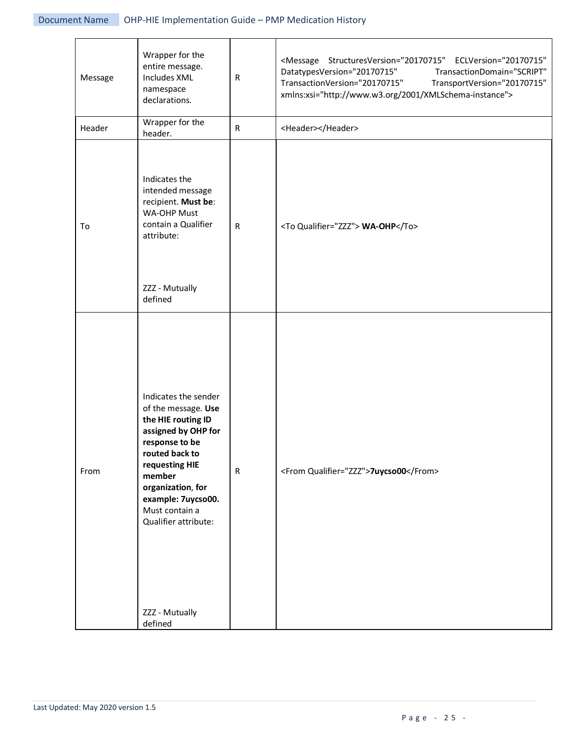| | | | |
|---|---|---|---|
| Message | Wrapper for the entire message. Includes XML namespace declarations. | R | <Message StructuresVersion="20170715" ECLVersion="20170715" DatatypesVersion="20170715" TransactionDomain="SCRIPT" TransactionVersion="20170715" TransportVersion="20170715" xmlns:xsi="http://www.w3.org/2001/XMLSchema-instance"> |
| Header | Wrapper for the header. | R | <Header></Header> |
| To | Indicates the intended message recipient. **Must be**: WA-OHP Must contain a Qualifier attribute:<br><br>ZZZ - Mutually defined | R | <To Qualifier="ZZZ"> **WA-OHP**</To> |
| From | Indicates the sender of the message. **Use the HIE routing ID assigned by OHP for response to be routed back to requesting HIE member organization, for example: 7uycso00.** Must contain a Qualifier attribute:<br><br>ZZZ - Mutually defined | R | <From Qualifier="ZZZ">**7uycso00**</From> |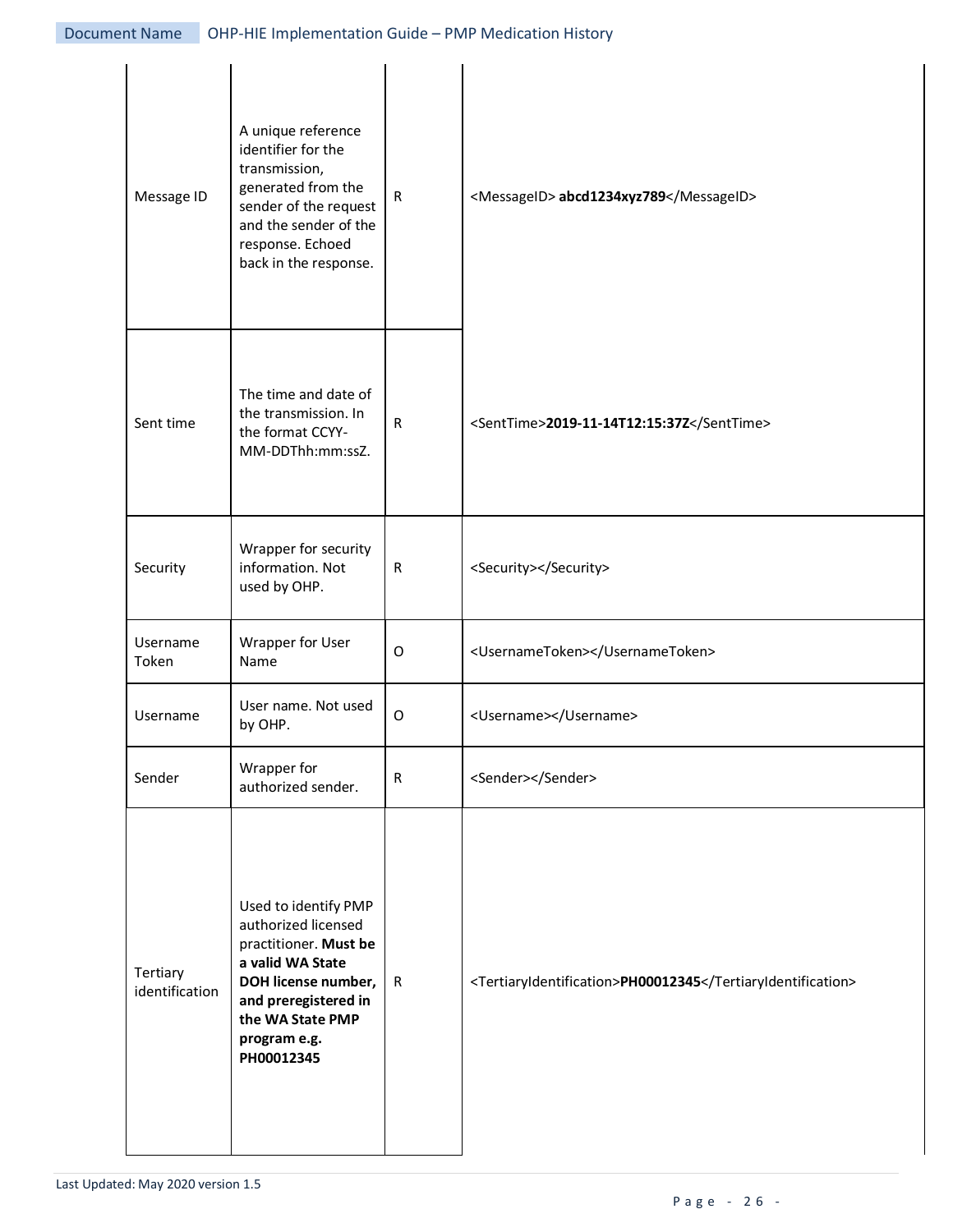| | | | |
|---|---|---|---|
| Message ID | A unique reference identifier for the transmission, generated from the sender of the request and the sender of the response. Echoed back in the response. | R | <MessageID> **abcd1234xyz789**</MessageID> |
| Sent time | The time and date of the transmission. In the format CCYY-MM-DDThh:mm:ssZ. | R | <SentTime>**2019-11-14T12:15:37Z**</SentTime> |
| Security | Wrapper for security information. Not used by OHP. | R | <Security></Security> |
| Username Token | Wrapper for User Name | O | <UsernameToken></UsernameToken> |
| Username | User name. Not used by OHP. | O | <Username></Username> |
| Sender | Wrapper for authorized sender. | R | <Sender></Sender> |
| Tertiary identification | Used to identify PMP authorized licensed practitioner. **Must be a valid WA State DOH license number, and preregistered in the WA State PMP program e.g. PH00012345** | R | <TertiaryIdentification>**PH00012345**</TertiaryIdentification> |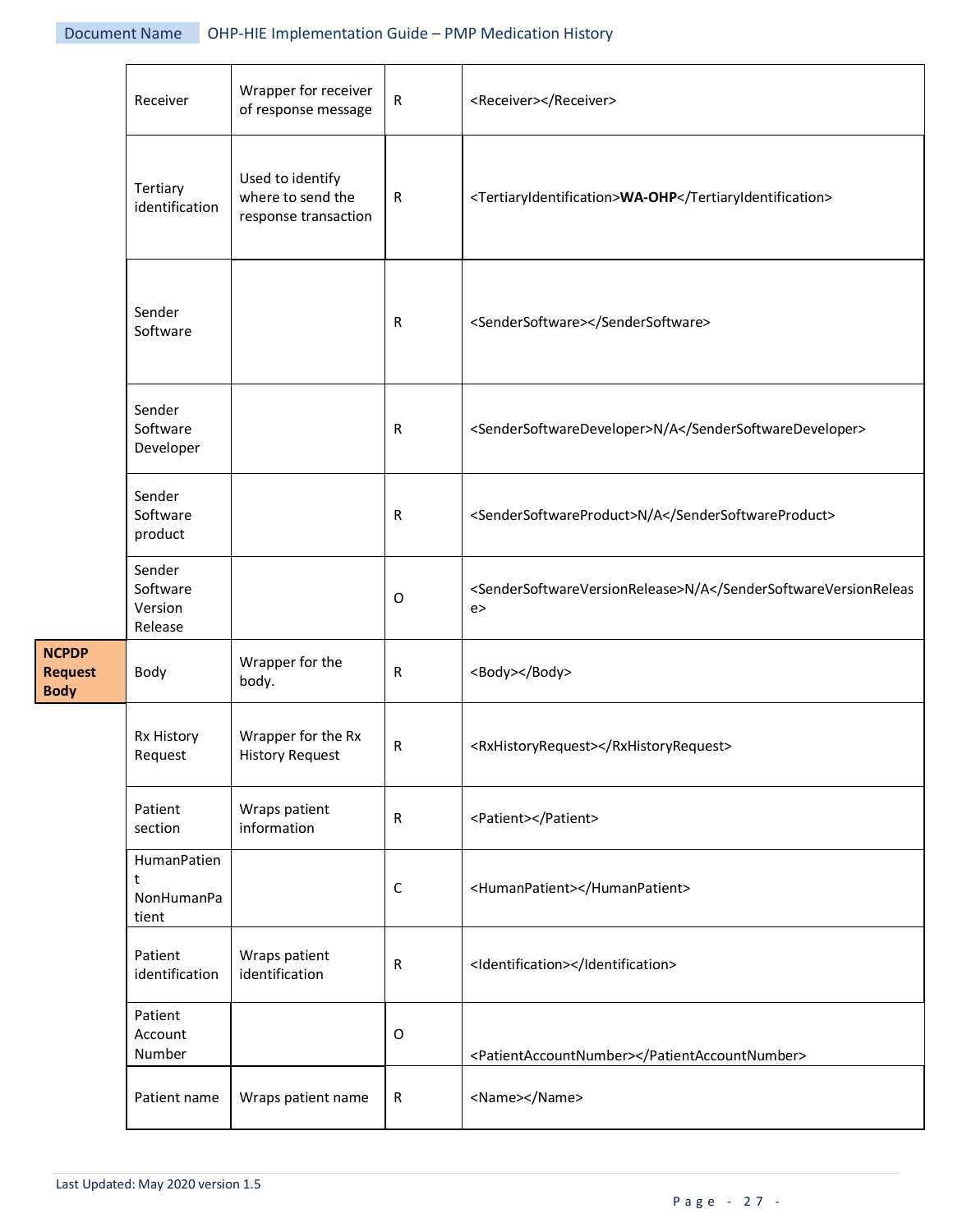| | | | | |
|---|---|---|---|---|
| | Receiver | Wrapper for receiver of response message | R | <Receiver></Receiver> |
| | Tertiary identification | Used to identify where to send the response transaction | R | <TertiaryIdentification>**WA-OHP**</TertiaryIdentification> |
| | Sender Software | | R | <SenderSoftware></SenderSoftware> |
| | Sender Software Developer | | R | <SenderSoftwareDeveloper>N/A</SenderSoftwareDeveloper> |
| | Sender Software product | | R | <SenderSoftwareProduct>N/A</SenderSoftwareProduct> |
| | Sender Software Version Release | | O | <SenderSoftwareVersionRelease>N/A</SenderSoftwareVersionRelease> |
| **NCPDP Request Body** | Body | Wrapper for the body. | R | <Body></Body> |
| | Rx History Request | Wrapper for the Rx History Request | R | <RxHistoryRequest></RxHistoryRequest> |
| | Patient section | Wraps patient information | R | <Patient></Patient> |
| | HumanPatient NonHumanPatient | | C | <HumanPatient></HumanPatient> |
| | Patient identification | Wraps patient identification | R | <Identification></Identification> |
| | Patient Account Number | | O | <PatientAccountNumber></PatientAccountNumber> |
| | Patient name | Wraps patient name | R | <Name></Name> |

Last Updated: May 2020 version 1.5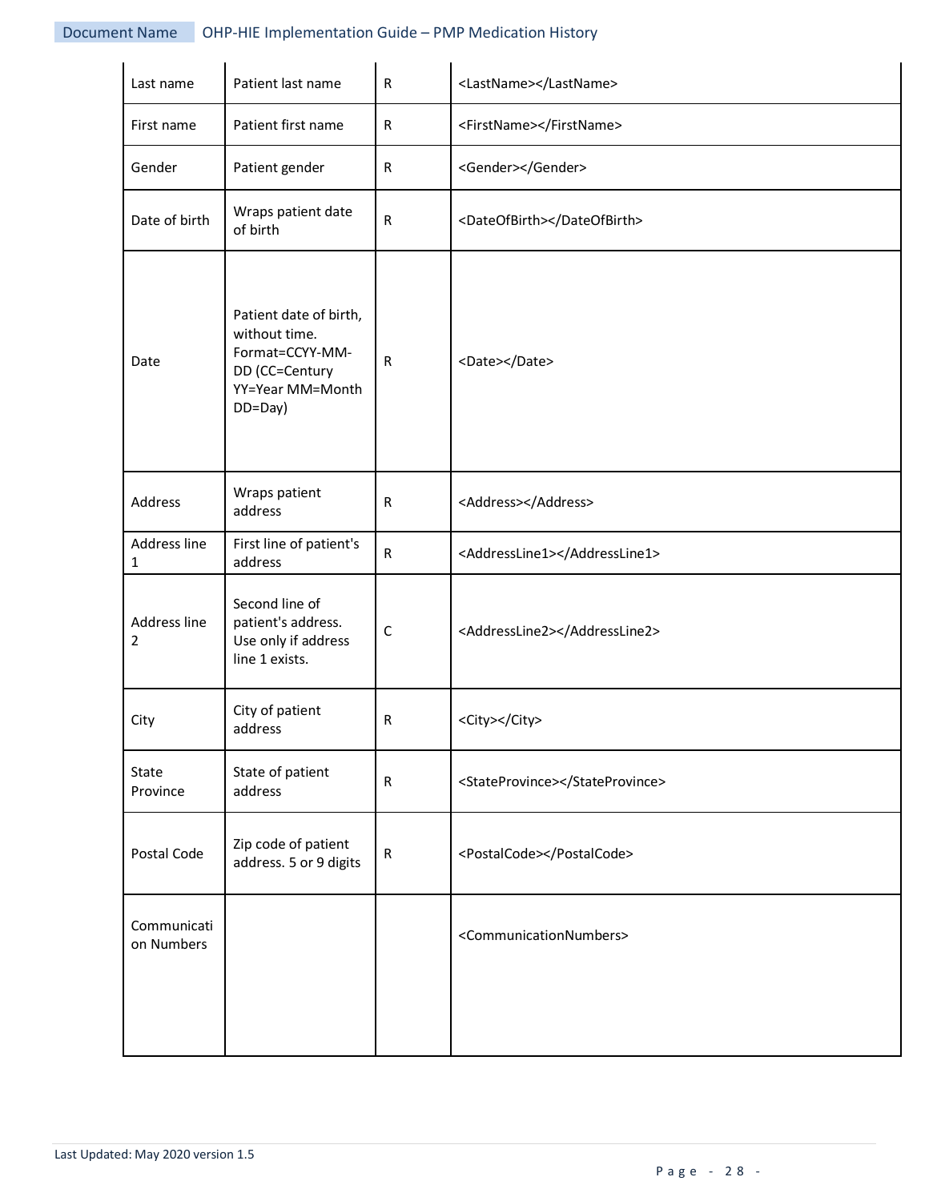| | | | |
|---|---|---|---|
| Last name | Patient last name | R | <LastName></LastName> |
| First name | Patient first name | R | <FirstName></FirstName> |
| Gender | Patient gender | R | <Gender></Gender> |
| Date of birth | Wraps patient date of birth | R | <DateOfBirth></DateOfBirth> |
| Date | Patient date of birth, without time. Format=CCYY-MM-DD (CC=Century YY=Year MM=Month DD=Day) | R | <Date></Date> |
| Address | Wraps patient address | R | <Address></Address> |
| Address line 1 | First line of patient's address | R | <AddressLine1></AddressLine1> |
| Address line 2 | Second line of patient's address. Use only if address line 1 exists. | C | <AddressLine2></AddressLine2> |
| City | City of patient address | R | <City></City> |
| State Province | State of patient address | R | <StateProvince></StateProvince> |
| Postal Code | Zip code of patient address. 5 or 9 digits | R | <PostalCode></PostalCode> |
| Communication Numbers | | | <CommunicationNumbers> |